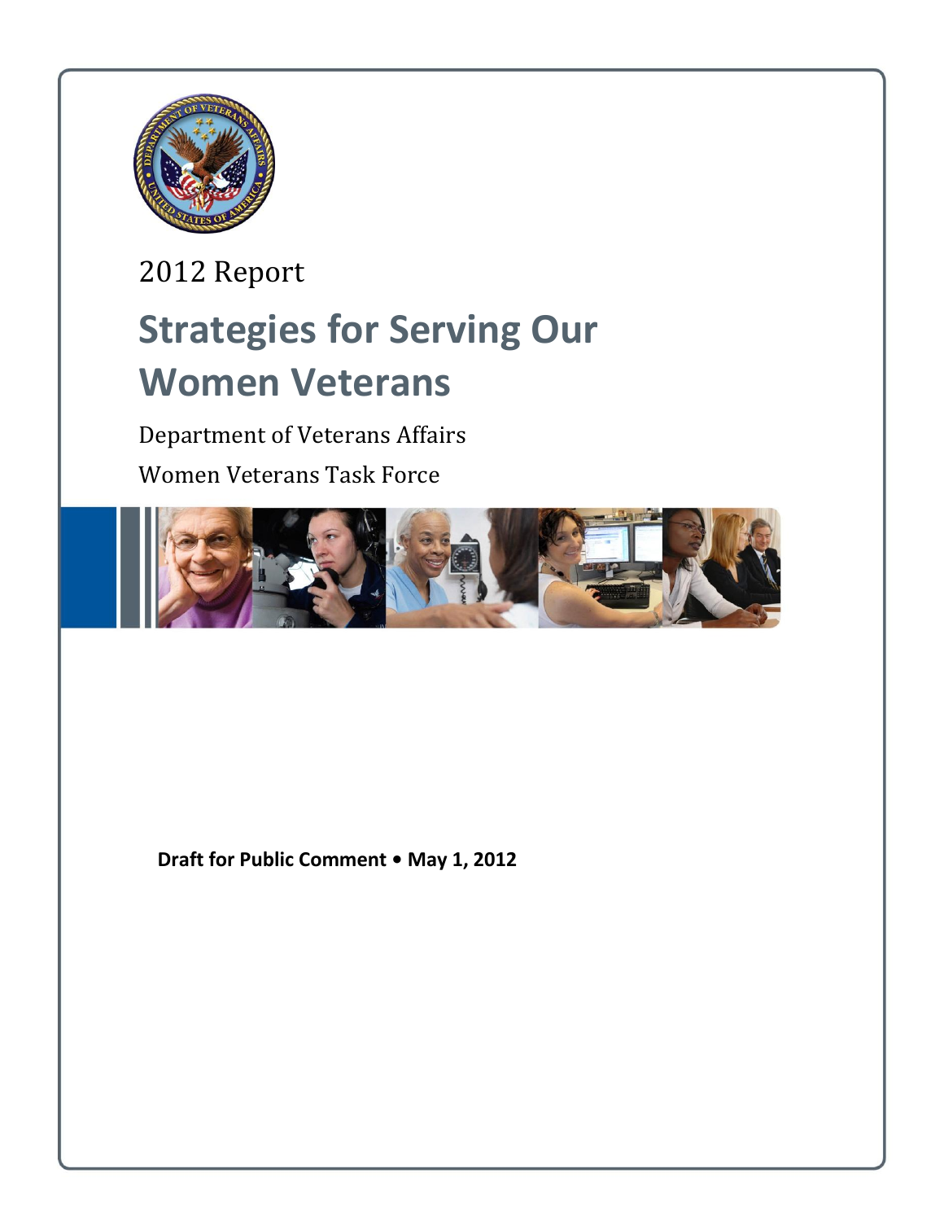2012 Report

# Strategies for Serving Our Women Veterans

Department of Veterans Affairs

Women Veterans Task Force

**Draft for Public Comment • May 1, 2012**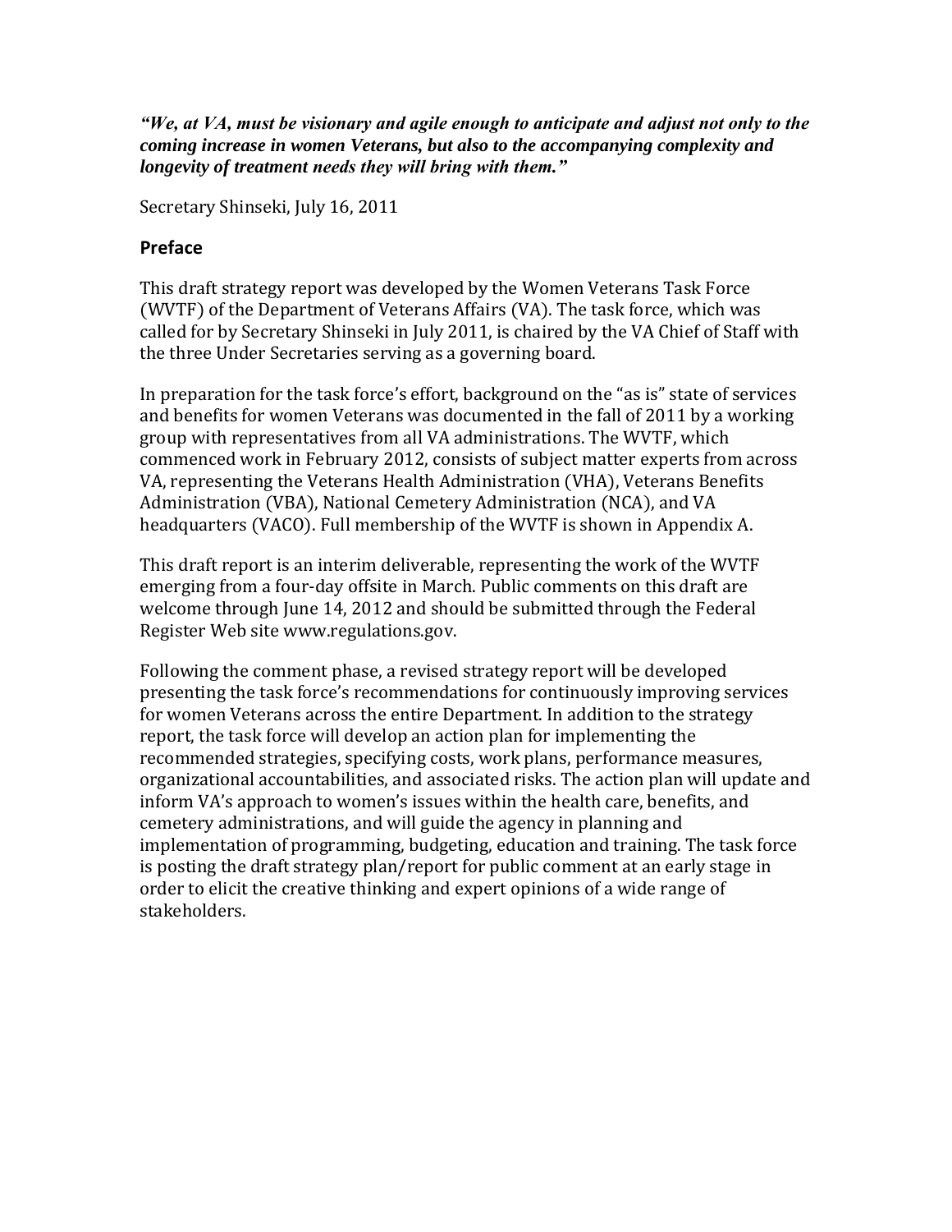***"We, at VA, must be visionary and agile enough to anticipate and adjust not only to the coming increase in women Veterans, but also to the accompanying complexity and longevity of treatment needs they will bring with them."***

Secretary Shinseki, July 16, 2011

## Preface

This draft strategy report was developed by the Women Veterans Task Force (WVTF) of the Department of Veterans Affairs (VA). The task force, which was called for by Secretary Shinseki in July 2011, is chaired by the VA Chief of Staff with the three Under Secretaries serving as a governing board.

In preparation for the task force's effort, background on the "as is" state of services and benefits for women Veterans was documented in the fall of 2011 by a working group with representatives from all VA administrations. The WVTF, which commenced work in February 2012, consists of subject matter experts from across VA, representing the Veterans Health Administration (VHA), Veterans Benefits Administration (VBA), National Cemetery Administration (NCA), and VA headquarters (VACO). Full membership of the WVTF is shown in Appendix A.

This draft report is an interim deliverable, representing the work of the WVTF emerging from a four-day offsite in March. Public comments on this draft are welcome through June 14, 2012 and should be submitted through the Federal Register Web site www.regulations.gov.

Following the comment phase, a revised strategy report will be developed presenting the task force's recommendations for continuously improving services for women Veterans across the entire Department. In addition to the strategy report, the task force will develop an action plan for implementing the recommended strategies, specifying costs, work plans, performance measures, organizational accountabilities, and associated risks. The action plan will update and inform VA's approach to women's issues within the health care, benefits, and cemetery administrations, and will guide the agency in planning and implementation of programming, budgeting, education and training. The task force is posting the draft strategy plan/report for public comment at an early stage in order to elicit the creative thinking and expert opinions of a wide range of stakeholders.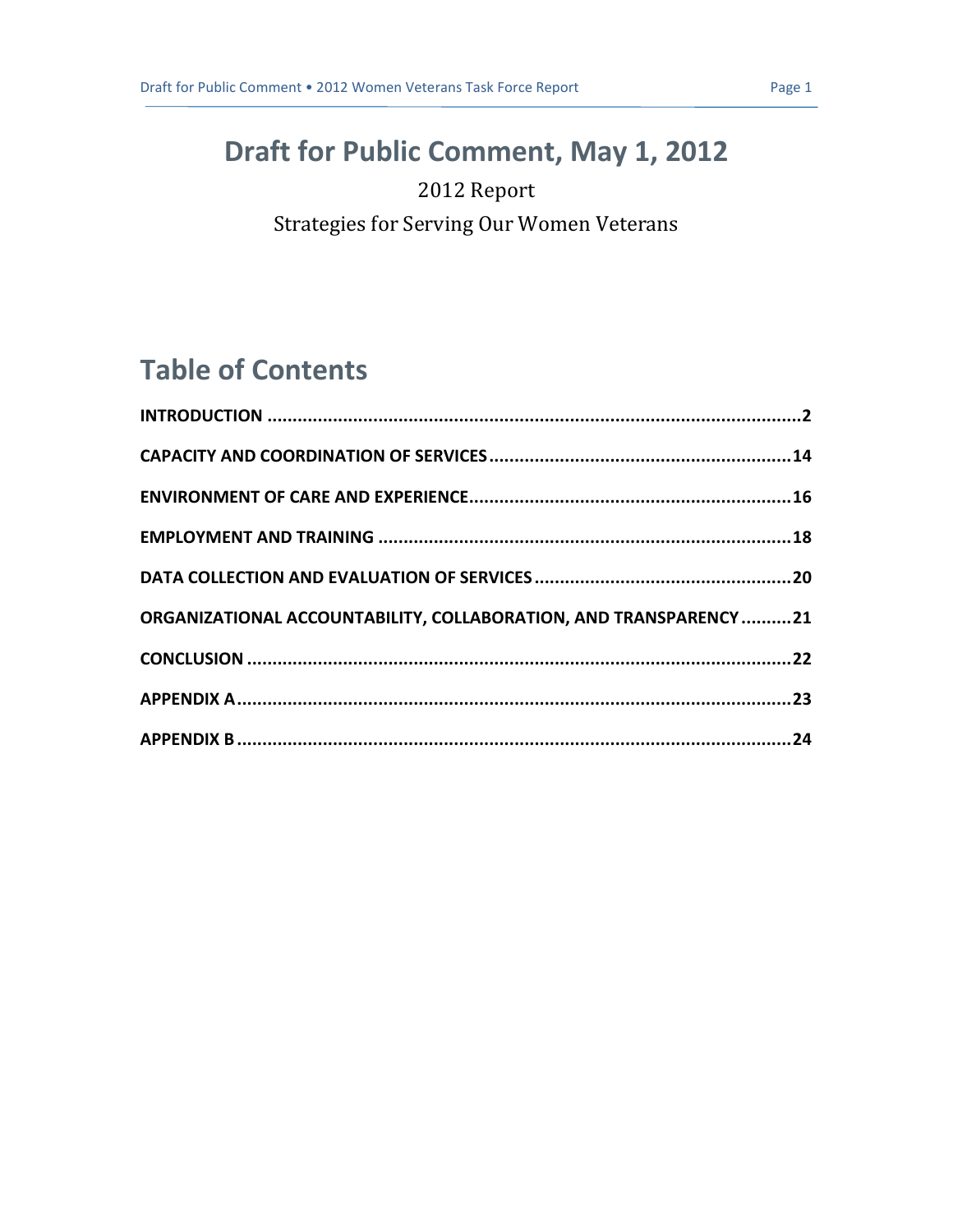# Draft for Public Comment, May 1, 2012

2012 Report

Strategies for Serving Our Women Veterans

## Table of Contents

**INTRODUCTION** .......... **2**

**CAPACITY AND COORDINATION OF SERVICES** .......... **14**

**ENVIRONMENT OF CARE AND EXPERIENCE** .......... **16**

**EMPLOYMENT AND TRAINING** .......... **18**

**DATA COLLECTION AND EVALUATION OF SERVICES** .......... **20**

**ORGANIZATIONAL ACCOUNTABILITY, COLLABORATION, AND TRANSPARENCY** .......... **21**

**CONCLUSION** .......... **22**

**APPENDIX A** .......... **23**

**APPENDIX B** .......... **24**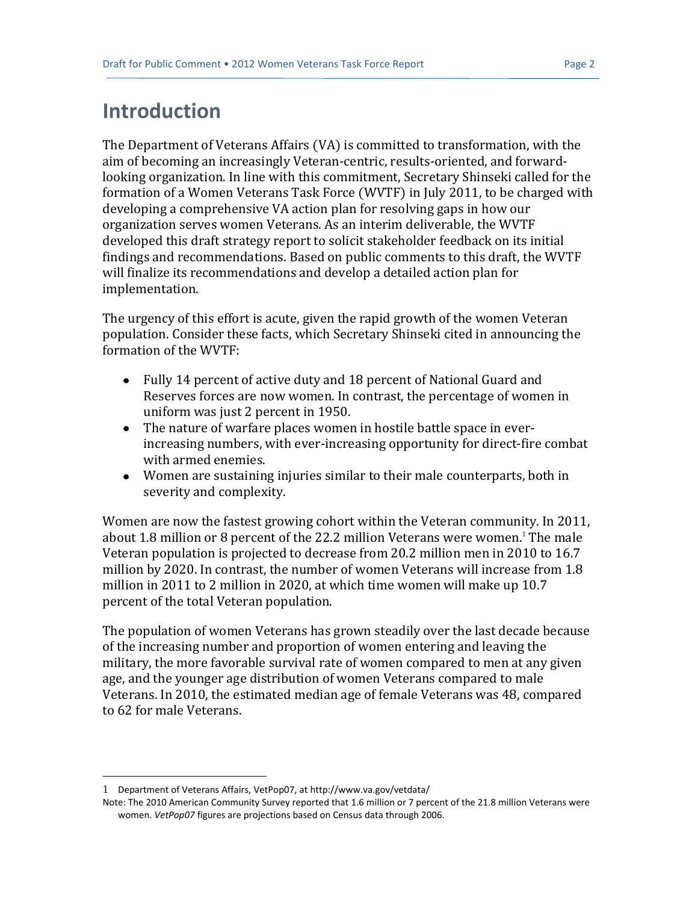# Introduction

The Department of Veterans Affairs (VA) is committed to transformation, with the aim of becoming an increasingly Veteran-centric, results-oriented, and forward-looking organization. In line with this commitment, Secretary Shinseki called for the formation of a Women Veterans Task Force (WVTF) in July 2011, to be charged with developing a comprehensive VA action plan for resolving gaps in how our organization serves women Veterans. As an interim deliverable, the WVTF developed this draft strategy report to solicit stakeholder feedback on its initial findings and recommendations. Based on public comments to this draft, the WVTF will finalize its recommendations and develop a detailed action plan for implementation.

The urgency of this effort is acute, given the rapid growth of the women Veteran population. Consider these facts, which Secretary Shinseki cited in announcing the formation of the WVTF:

- Fully 14 percent of active duty and 18 percent of National Guard and Reserves forces are now women. In contrast, the percentage of women in uniform was just 2 percent in 1950.
- The nature of warfare places women in hostile battle space in ever-increasing numbers, with ever-increasing opportunity for direct-fire combat with armed enemies.
- Women are sustaining injuries similar to their male counterparts, both in severity and complexity.

Women are now the fastest growing cohort within the Veteran community. In 2011, about 1.8 million or 8 percent of the 22.2 million Veterans were women.[1] The male Veteran population is projected to decrease from 20.2 million men in 2010 to 16.7 million by 2020. In contrast, the number of women Veterans will increase from 1.8 million in 2011 to 2 million in 2020, at which time women will make up 10.7 percent of the total Veteran population.

The population of women Veterans has grown steadily over the last decade because of the increasing number and proportion of women entering and leaving the military, the more favorable survival rate of women compared to men at any given age, and the younger age distribution of women Veterans compared to male Veterans. In 2010, the estimated median age of female Veterans was 48, compared to 62 for male Veterans.

---

1 Department of Veterans Affairs, VetPop07, at http://www.va.gov/vetdata/

Note: The 2010 American Community Survey reported that 1.6 million or 7 percent of the 21.8 million Veterans were women. *VetPop07* figures are projections based on Census data through 2006.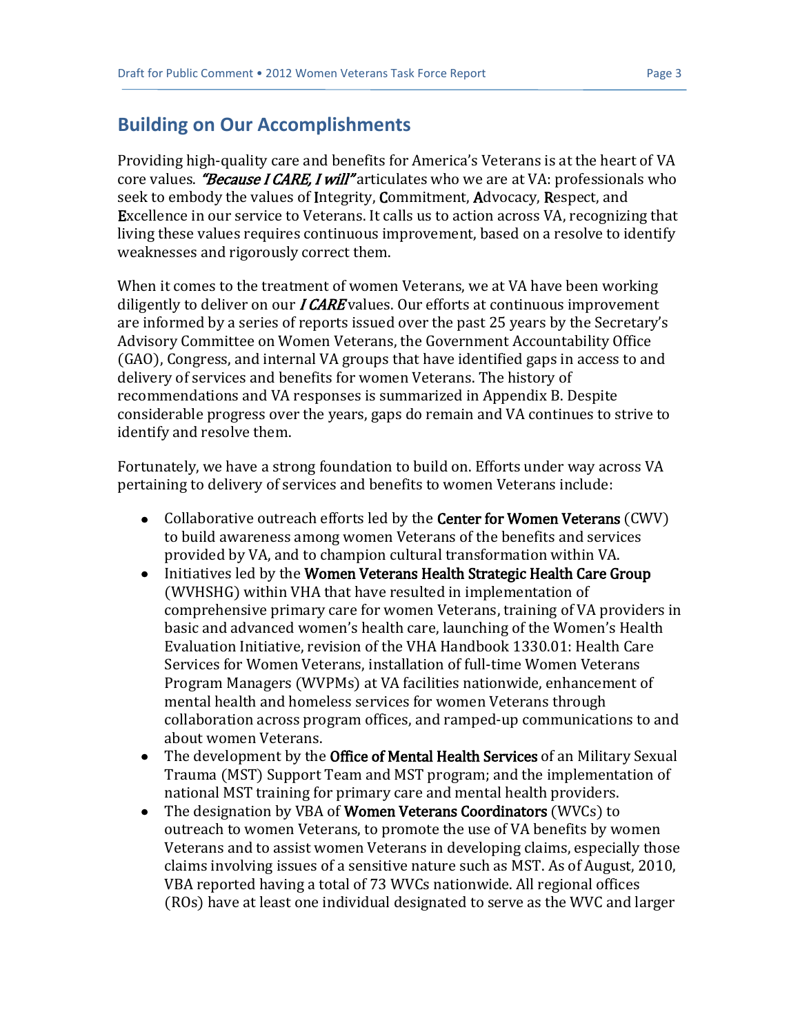## Building on Our Accomplishments

Providing high-quality care and benefits for America's Veterans is at the heart of VA core values. ***"Because I CARE, I will"*** articulates who we are at VA: professionals who seek to embody the values of **I**ntegrity, **C**ommitment, **A**dvocacy, **R**espect, and **E**xcellence in our service to Veterans. It calls us to action across VA, recognizing that living these values requires continuous improvement, based on a resolve to identify weaknesses and rigorously correct them.

When it comes to the treatment of women Veterans, we at VA have been working diligently to deliver on our ***I CARE*** values. Our efforts at continuous improvement are informed by a series of reports issued over the past 25 years by the Secretary's Advisory Committee on Women Veterans, the Government Accountability Office (GAO), Congress, and internal VA groups that have identified gaps in access to and delivery of services and benefits for women Veterans. The history of recommendations and VA responses is summarized in Appendix B. Despite considerable progress over the years, gaps do remain and VA continues to strive to identify and resolve them.

Fortunately, we have a strong foundation to build on. Efforts under way across VA pertaining to delivery of services and benefits to women Veterans include:

- Collaborative outreach efforts led by the **Center for Women Veterans** (CWV) to build awareness among women Veterans of the benefits and services provided by VA, and to champion cultural transformation within VA.
- Initiatives led by the **Women Veterans Health Strategic Health Care Group** (WVHSHG) within VHA that have resulted in implementation of comprehensive primary care for women Veterans, training of VA providers in basic and advanced women's health care, launching of the Women's Health Evaluation Initiative, revision of the VHA Handbook 1330.01: Health Care Services for Women Veterans, installation of full-time Women Veterans Program Managers (WVPMs) at VA facilities nationwide, enhancement of mental health and homeless services for women Veterans through collaboration across program offices, and ramped-up communications to and about women Veterans.
- The development by the **Office of Mental Health Services** of an Military Sexual Trauma (MST) Support Team and MST program; and the implementation of national MST training for primary care and mental health providers.
- The designation by VBA of **Women Veterans Coordinators** (WVCs) to outreach to women Veterans, to promote the use of VA benefits by women Veterans and to assist women Veterans in developing claims, especially those claims involving issues of a sensitive nature such as MST. As of August, 2010, VBA reported having a total of 73 WVCs nationwide. All regional offices (ROs) have at least one individual designated to serve as the WVC and larger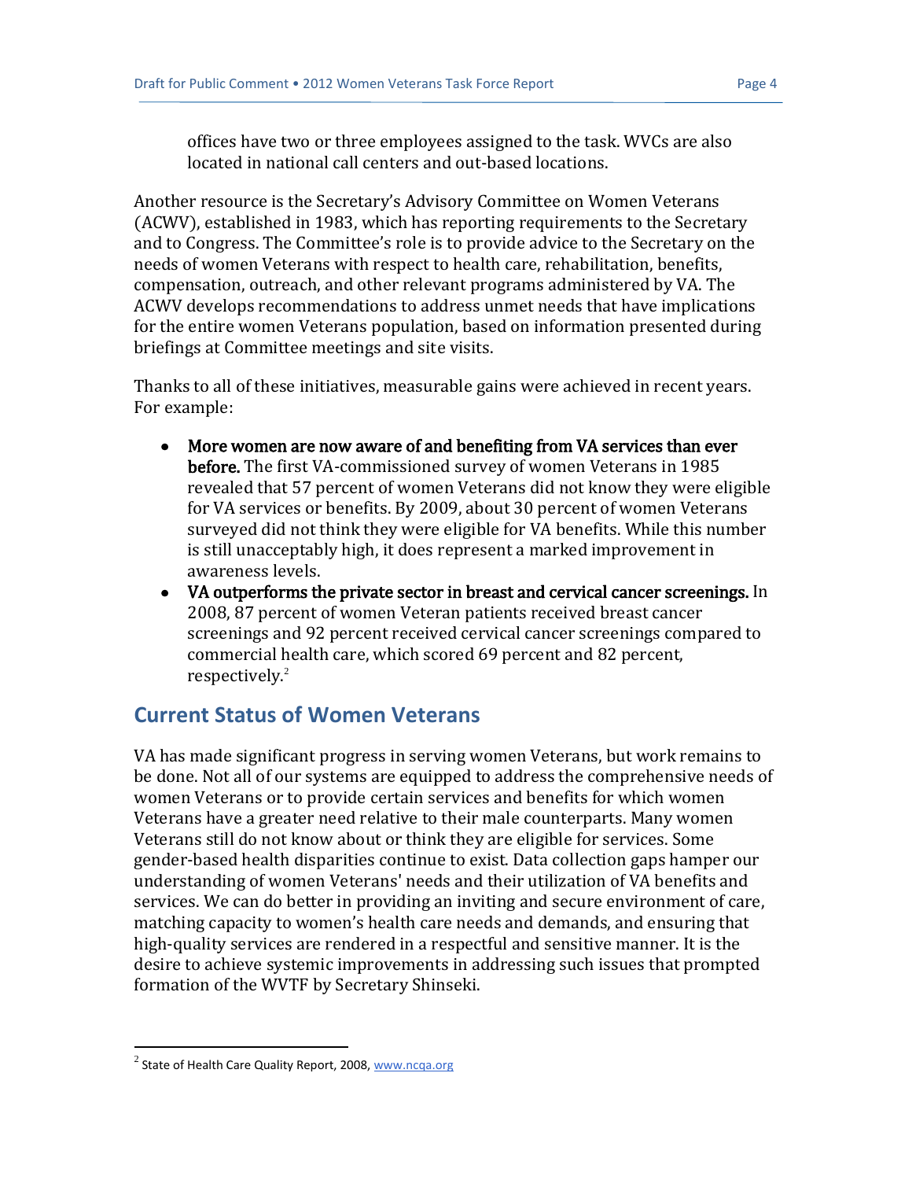offices have two or three employees assigned to the task. WVCs are also located in national call centers and out-based locations.

Another resource is the Secretary's Advisory Committee on Women Veterans (ACWV), established in 1983, which has reporting requirements to the Secretary and to Congress. The Committee's role is to provide advice to the Secretary on the needs of women Veterans with respect to health care, rehabilitation, benefits, compensation, outreach, and other relevant programs administered by VA. The ACWV develops recommendations to address unmet needs that have implications for the entire women Veterans population, based on information presented during briefings at Committee meetings and site visits.

Thanks to all of these initiatives, measurable gains were achieved in recent years. For example:

- **More women are now aware of and benefiting from VA services than ever before.** The first VA-commissioned survey of women Veterans in 1985 revealed that 57 percent of women Veterans did not know they were eligible for VA services or benefits. By 2009, about 30 percent of women Veterans surveyed did not think they were eligible for VA benefits. While this number is still unacceptably high, it does represent a marked improvement in awareness levels.
- **VA outperforms the private sector in breast and cervical cancer screenings.** In 2008, 87 percent of women Veteran patients received breast cancer screenings and 92 percent received cervical cancer screenings compared to commercial health care, which scored 69 percent and 82 percent, respectively.[2]

## Current Status of Women Veterans

VA has made significant progress in serving women Veterans, but work remains to be done. Not all of our systems are equipped to address the comprehensive needs of women Veterans or to provide certain services and benefits for which women Veterans have a greater need relative to their male counterparts. Many women Veterans still do not know about or think they are eligible for services. Some gender-based health disparities continue to exist. Data collection gaps hamper our understanding of women Veterans' needs and their utilization of VA benefits and services. We can do better in providing an inviting and secure environment of care, matching capacity to women's health care needs and demands, and ensuring that high-quality services are rendered in a respectful and sensitive manner. It is the desire to achieve systemic improvements in addressing such issues that prompted formation of the WVTF by Secretary Shinseki.

[2] State of Health Care Quality Report, 2008, www.ncqa.org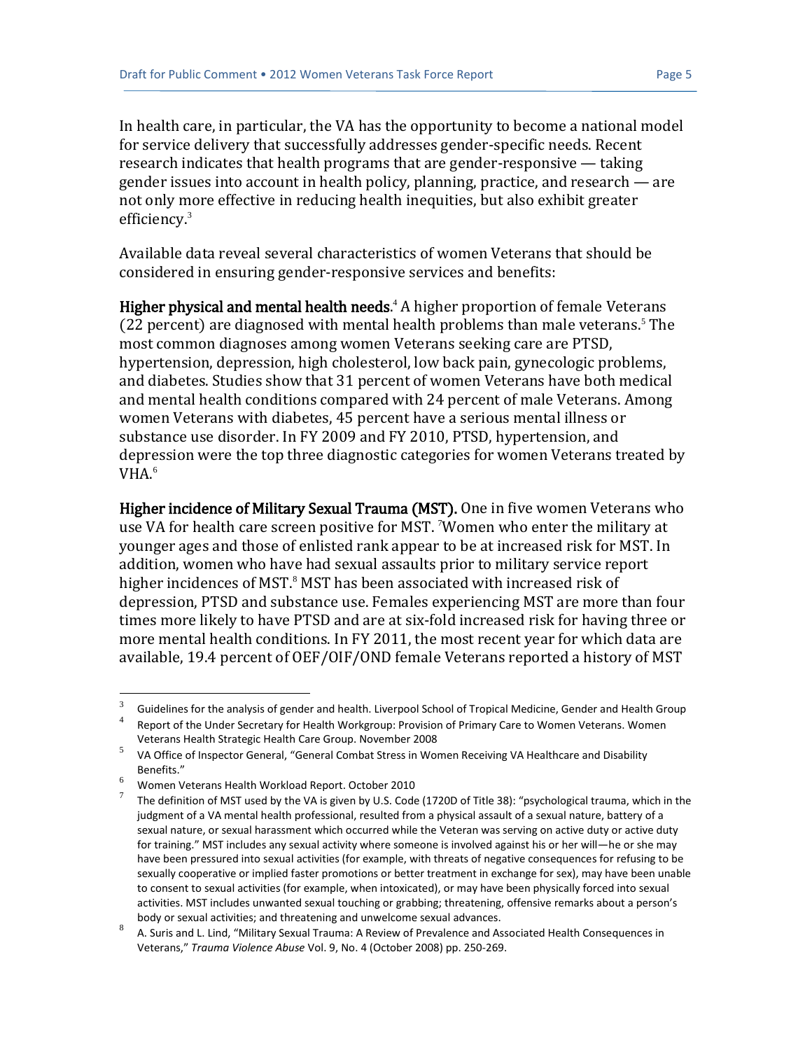In health care, in particular, the VA has the opportunity to become a national model for service delivery that successfully addresses gender-specific needs. Recent research indicates that health programs that are gender-responsive — taking gender issues into account in health policy, planning, practice, and research — are not only more effective in reducing health inequities, but also exhibit greater efficiency.[3]

Available data reveal several characteristics of women Veterans that should be considered in ensuring gender-responsive services and benefits:

**Higher physical and mental health needs**.[4] A higher proportion of female Veterans (22 percent) are diagnosed with mental health problems than male veterans.[5] The most common diagnoses among women Veterans seeking care are PTSD, hypertension, depression, high cholesterol, low back pain, gynecologic problems, and diabetes. Studies show that 31 percent of women Veterans have both medical and mental health conditions compared with 24 percent of male Veterans. Among women Veterans with diabetes, 45 percent have a serious mental illness or substance use disorder. In FY 2009 and FY 2010, PTSD, hypertension, and depression were the top three diagnostic categories for women Veterans treated by VHA.[6]

**Higher incidence of Military Sexual Trauma (MST).** One in five women Veterans who use VA for health care screen positive for MST. [7]Women who enter the military at younger ages and those of enlisted rank appear to be at increased risk for MST. In addition, women who have had sexual assaults prior to military service report higher incidences of MST.[8] MST has been associated with increased risk of depression, PTSD and substance use. Females experiencing MST are more than four times more likely to have PTSD and are at six-fold increased risk for having three or more mental health conditions. In FY 2011, the most recent year for which data are available, 19.4 percent of OEF/OIF/OND female Veterans reported a history of MST

---

[3] Guidelines for the analysis of gender and health. Liverpool School of Tropical Medicine, Gender and Health Group

[4] Report of the Under Secretary for Health Workgroup: Provision of Primary Care to Women Veterans. Women Veterans Health Strategic Health Care Group. November 2008

[5] VA Office of Inspector General, "General Combat Stress in Women Receiving VA Healthcare and Disability Benefits."

[6] Women Veterans Health Workload Report. October 2010

[7] The definition of MST used by the VA is given by U.S. Code (1720D of Title 38): "psychological trauma, which in the judgment of a VA mental health professional, resulted from a physical assault of a sexual nature, battery of a sexual nature, or sexual harassment which occurred while the Veteran was serving on active duty or active duty for training." MST includes any sexual activity where someone is involved against his or her will—he or she may have been pressured into sexual activities (for example, with threats of negative consequences for refusing to be sexually cooperative or implied faster promotions or better treatment in exchange for sex), may have been unable to consent to sexual activities (for example, when intoxicated), or may have been physically forced into sexual activities. MST includes unwanted sexual touching or grabbing; threatening, offensive remarks about a person's body or sexual activities; and threatening and unwelcome sexual advances.

[8] A. Suris and L. Lind, "Military Sexual Trauma: A Review of Prevalence and Associated Health Consequences in Veterans," *Trauma Violence Abuse* Vol. 9, No. 4 (October 2008) pp. 250-269.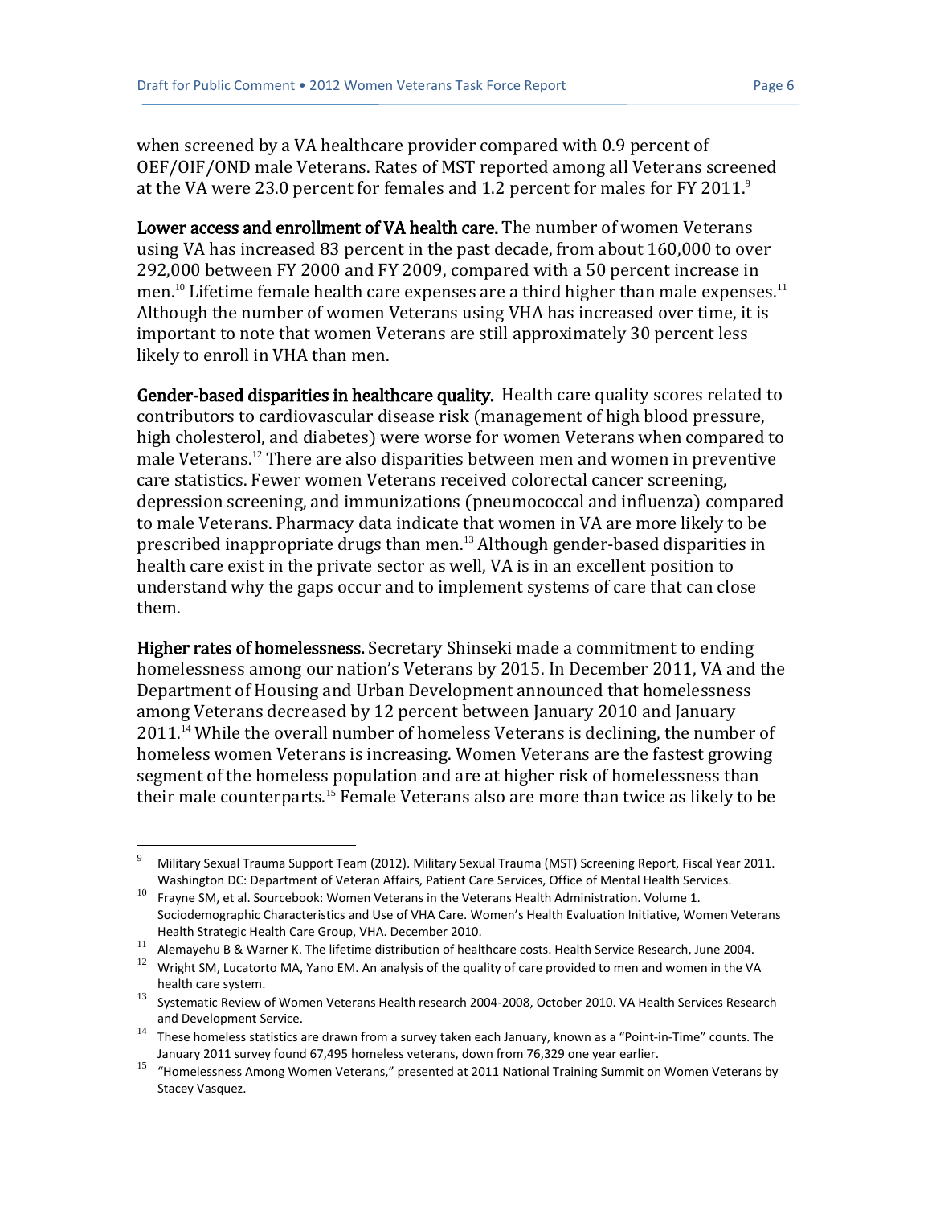when screened by a VA healthcare provider compared with 0.9 percent of OEF/OIF/OND male Veterans. Rates of MST reported among all Veterans screened at the VA were 23.0 percent for females and 1.2 percent for males for FY 2011.[9]

**Lower access and enrollment of VA health care.** The number of women Veterans using VA has increased 83 percent in the past decade, from about 160,000 to over 292,000 between FY 2000 and FY 2009, compared with a 50 percent increase in men.[10] Lifetime female health care expenses are a third higher than male expenses.[11] Although the number of women Veterans using VHA has increased over time, it is important to note that women Veterans are still approximately 30 percent less likely to enroll in VHA than men.

**Gender-based disparities in healthcare quality.** Health care quality scores related to contributors to cardiovascular disease risk (management of high blood pressure, high cholesterol, and diabetes) were worse for women Veterans when compared to male Veterans.[12] There are also disparities between men and women in preventive care statistics. Fewer women Veterans received colorectal cancer screening, depression screening, and immunizations (pneumococcal and influenza) compared to male Veterans. Pharmacy data indicate that women in VA are more likely to be prescribed inappropriate drugs than men.[13] Although gender-based disparities in health care exist in the private sector as well, VA is in an excellent position to understand why the gaps occur and to implement systems of care that can close them.

**Higher rates of homelessness.** Secretary Shinseki made a commitment to ending homelessness among our nation's Veterans by 2015. In December 2011, VA and the Department of Housing and Urban Development announced that homelessness among Veterans decreased by 12 percent between January 2010 and January 2011.[14] While the overall number of homeless Veterans is declining, the number of homeless women Veterans is increasing. Women Veterans are the fastest growing segment of the homeless population and are at higher risk of homelessness than their male counterparts.[15] Female Veterans also are more than twice as likely to be

---

[9] Military Sexual Trauma Support Team (2012). Military Sexual Trauma (MST) Screening Report, Fiscal Year 2011. Washington DC: Department of Veteran Affairs, Patient Care Services, Office of Mental Health Services.

[10] Frayne SM, et al. Sourcebook: Women Veterans in the Veterans Health Administration. Volume 1. Sociodemographic Characteristics and Use of VHA Care. Women's Health Evaluation Initiative, Women Veterans Health Strategic Health Care Group, VHA. December 2010.

[11] Alemayehu B & Warner K. The lifetime distribution of healthcare costs. Health Service Research, June 2004.

[12] Wright SM, Lucatorto MA, Yano EM. An analysis of the quality of care provided to men and women in the VA health care system.

[13] Systematic Review of Women Veterans Health research 2004-2008, October 2010. VA Health Services Research and Development Service.

[14] These homeless statistics are drawn from a survey taken each January, known as a "Point-in-Time" counts. The January 2011 survey found 67,495 homeless veterans, down from 76,329 one year earlier.

[15] "Homelessness Among Women Veterans," presented at 2011 National Training Summit on Women Veterans by Stacey Vasquez.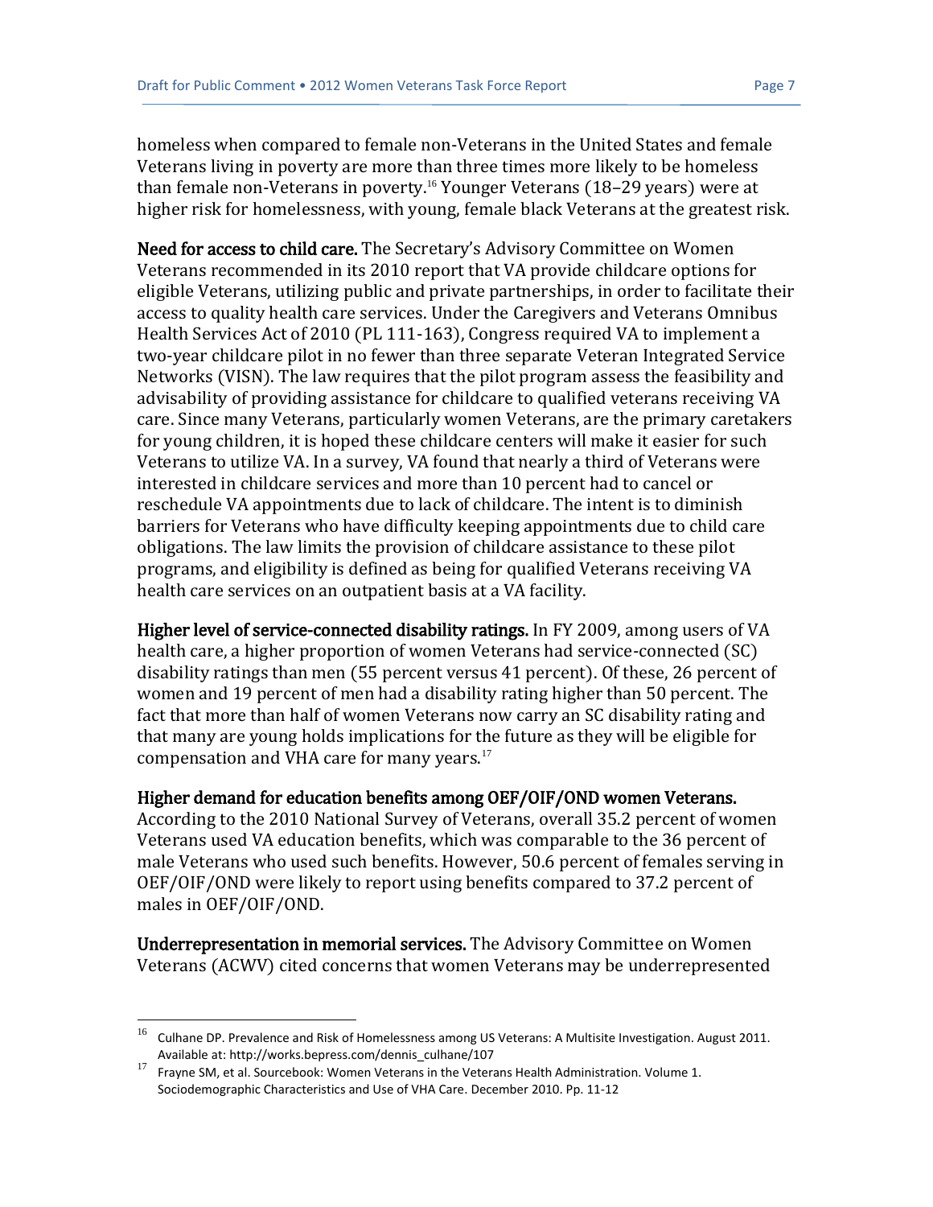homeless when compared to female non-Veterans in the United States and female Veterans living in poverty are more than three times more likely to be homeless than female non-Veterans in poverty.[16] Younger Veterans (18–29 years) were at higher risk for homelessness, with young, female black Veterans at the greatest risk.

**Need for access to child care.** The Secretary's Advisory Committee on Women Veterans recommended in its 2010 report that VA provide childcare options for eligible Veterans, utilizing public and private partnerships, in order to facilitate their access to quality health care services. Under the Caregivers and Veterans Omnibus Health Services Act of 2010 (PL 111-163), Congress required VA to implement a two-year childcare pilot in no fewer than three separate Veteran Integrated Service Networks (VISN). The law requires that the pilot program assess the feasibility and advisability of providing assistance for childcare to qualified veterans receiving VA care. Since many Veterans, particularly women Veterans, are the primary caretakers for young children, it is hoped these childcare centers will make it easier for such Veterans to utilize VA. In a survey, VA found that nearly a third of Veterans were interested in childcare services and more than 10 percent had to cancel or reschedule VA appointments due to lack of childcare. The intent is to diminish barriers for Veterans who have difficulty keeping appointments due to child care obligations. The law limits the provision of childcare assistance to these pilot programs, and eligibility is defined as being for qualified Veterans receiving VA health care services on an outpatient basis at a VA facility.

**Higher level of service-connected disability ratings.** In FY 2009, among users of VA health care, a higher proportion of women Veterans had service-connected (SC) disability ratings than men (55 percent versus 41 percent). Of these, 26 percent of women and 19 percent of men had a disability rating higher than 50 percent. The fact that more than half of women Veterans now carry an SC disability rating and that many are young holds implications for the future as they will be eligible for compensation and VHA care for many years.[17]

**Higher demand for education benefits among OEF/OIF/OND women Veterans.**
According to the 2010 National Survey of Veterans, overall 35.2 percent of women Veterans used VA education benefits, which was comparable to the 36 percent of male Veterans who used such benefits. However, 50.6 percent of females serving in OEF/OIF/OND were likely to report using benefits compared to 37.2 percent of males in OEF/OIF/OND.

**Underrepresentation in memorial services.** The Advisory Committee on Women Veterans (ACWV) cited concerns that women Veterans may be underrepresented

---

[16] Culhane DP. Prevalence and Risk of Homelessness among US Veterans: A Multisite Investigation. August 2011. Available at: http://works.bepress.com/dennis_culhane/107

[17] Frayne SM, et al. Sourcebook: Women Veterans in the Veterans Health Administration. Volume 1. Sociodemographic Characteristics and Use of VHA Care. December 2010. Pp. 11-12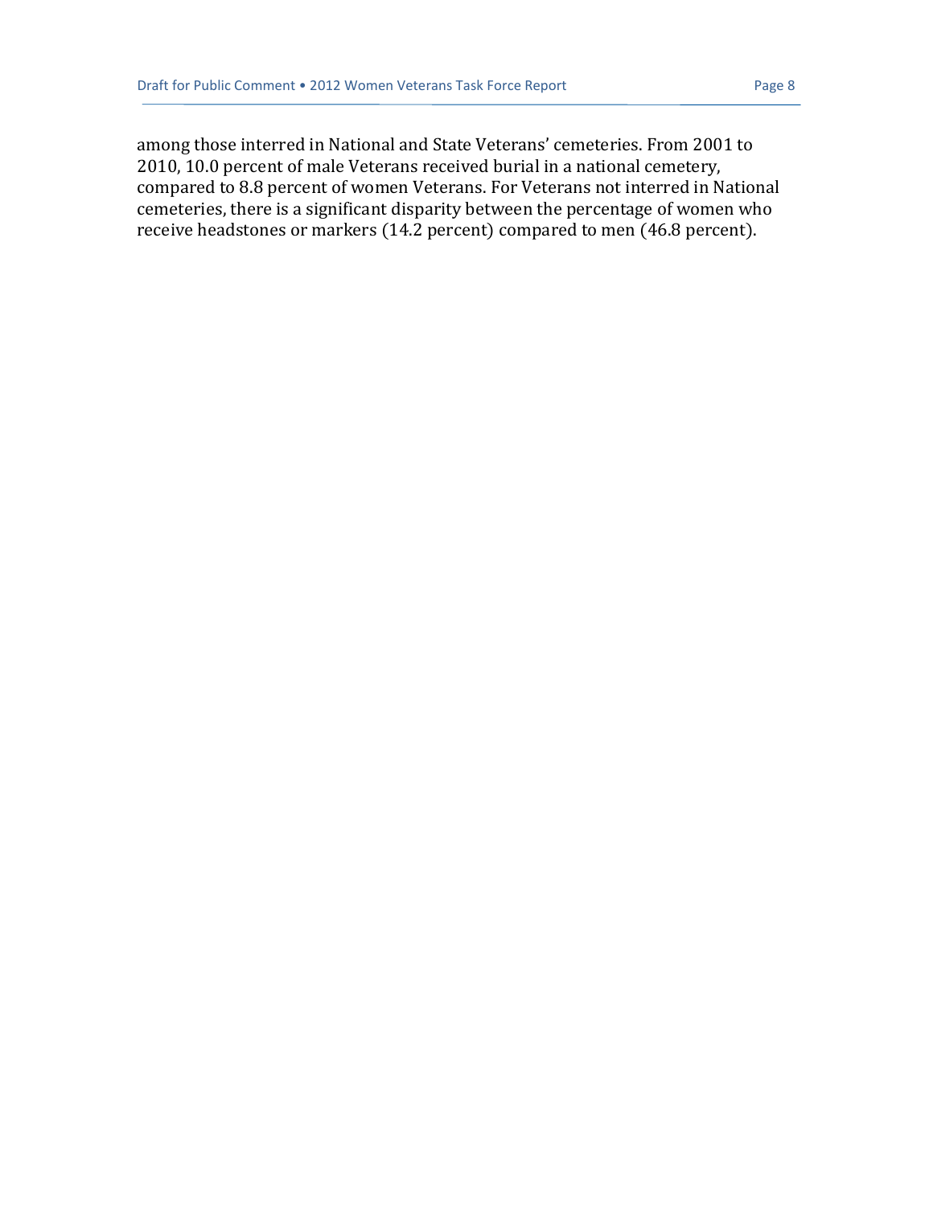among those interred in National and State Veterans' cemeteries. From 2001 to 2010, 10.0 percent of male Veterans received burial in a national cemetery, compared to 8.8 percent of women Veterans. For Veterans not interred in National cemeteries, there is a significant disparity between the percentage of women who receive headstones or markers (14.2 percent) compared to men (46.8 percent).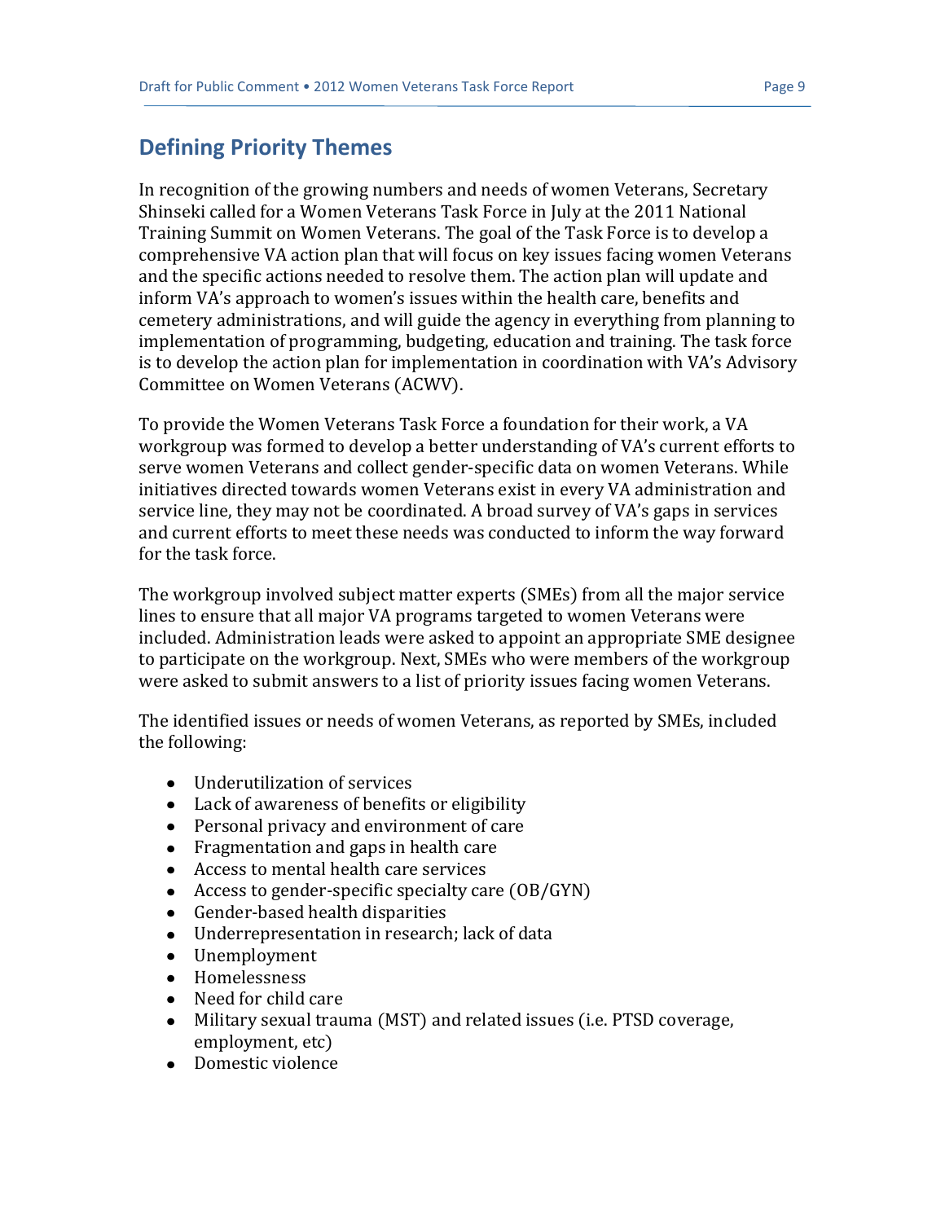## Defining Priority Themes

In recognition of the growing numbers and needs of women Veterans, Secretary Shinseki called for a Women Veterans Task Force in July at the 2011 National Training Summit on Women Veterans. The goal of the Task Force is to develop a comprehensive VA action plan that will focus on key issues facing women Veterans and the specific actions needed to resolve them. The action plan will update and inform VA's approach to women's issues within the health care, benefits and cemetery administrations, and will guide the agency in everything from planning to implementation of programming, budgeting, education and training. The task force is to develop the action plan for implementation in coordination with VA's Advisory Committee on Women Veterans (ACWV).

To provide the Women Veterans Task Force a foundation for their work, a VA workgroup was formed to develop a better understanding of VA's current efforts to serve women Veterans and collect gender-specific data on women Veterans. While initiatives directed towards women Veterans exist in every VA administration and service line, they may not be coordinated. A broad survey of VA's gaps in services and current efforts to meet these needs was conducted to inform the way forward for the task force.

The workgroup involved subject matter experts (SMEs) from all the major service lines to ensure that all major VA programs targeted to women Veterans were included. Administration leads were asked to appoint an appropriate SME designee to participate on the workgroup. Next, SMEs who were members of the workgroup were asked to submit answers to a list of priority issues facing women Veterans.

The identified issues or needs of women Veterans, as reported by SMEs, included the following:

- Underutilization of services
- Lack of awareness of benefits or eligibility
- Personal privacy and environment of care
- Fragmentation and gaps in health care
- Access to mental health care services
- Access to gender-specific specialty care (OB/GYN)
- Gender-based health disparities
- Underrepresentation in research; lack of data
- Unemployment
- Homelessness
- Need for child care
- Military sexual trauma (MST) and related issues (i.e. PTSD coverage, employment, etc)
- Domestic violence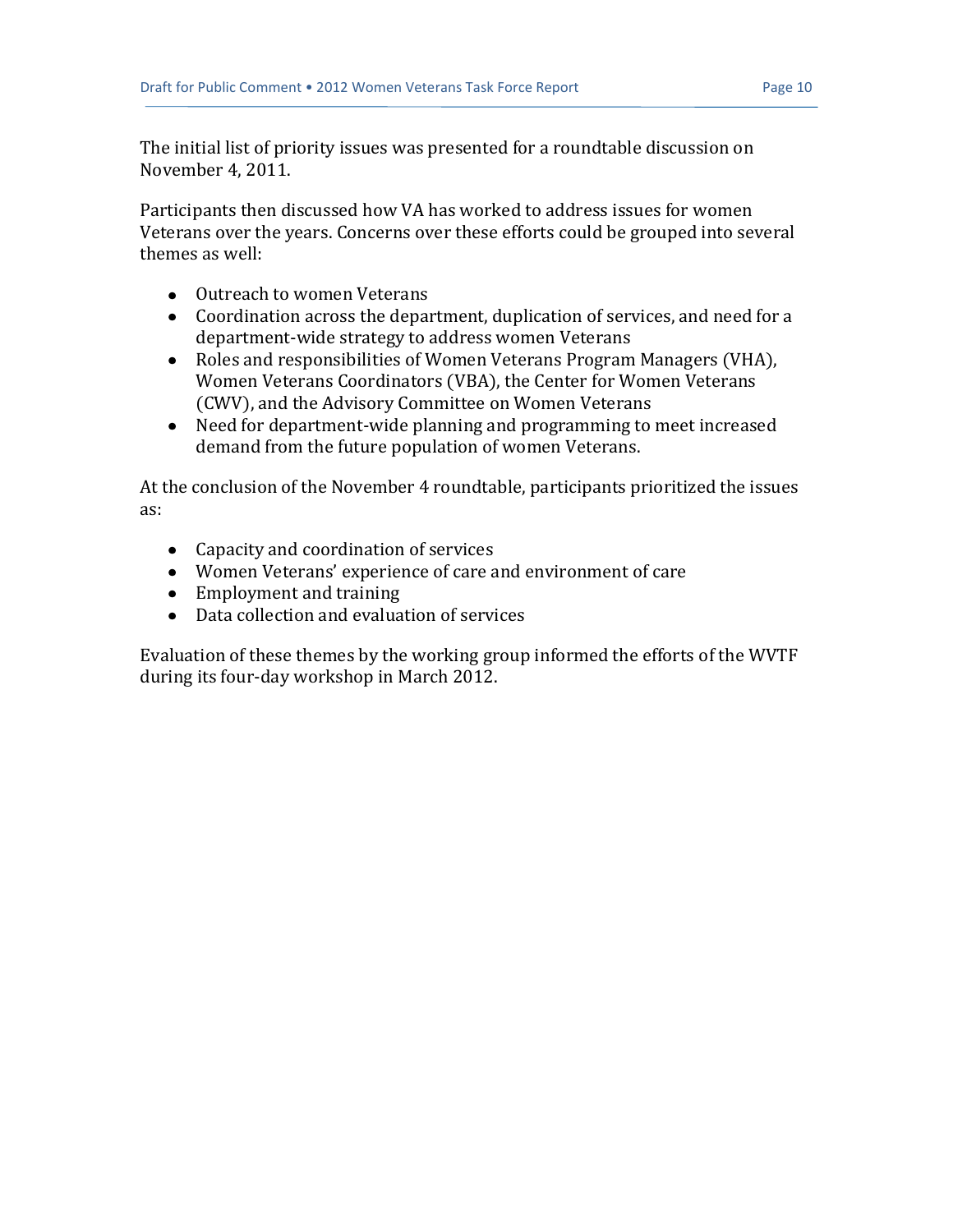The initial list of priority issues was presented for a roundtable discussion on November 4, 2011.

Participants then discussed how VA has worked to address issues for women Veterans over the years. Concerns over these efforts could be grouped into several themes as well:

- Outreach to women Veterans
- Coordination across the department, duplication of services, and need for a department-wide strategy to address women Veterans
- Roles and responsibilities of Women Veterans Program Managers (VHA), Women Veterans Coordinators (VBA), the Center for Women Veterans (CWV), and the Advisory Committee on Women Veterans
- Need for department-wide planning and programming to meet increased demand from the future population of women Veterans.

At the conclusion of the November 4 roundtable, participants prioritized the issues as:

- Capacity and coordination of services
- Women Veterans' experience of care and environment of care
- Employment and training
- Data collection and evaluation of services

Evaluation of these themes by the working group informed the efforts of the WVTF during its four-day workshop in March 2012.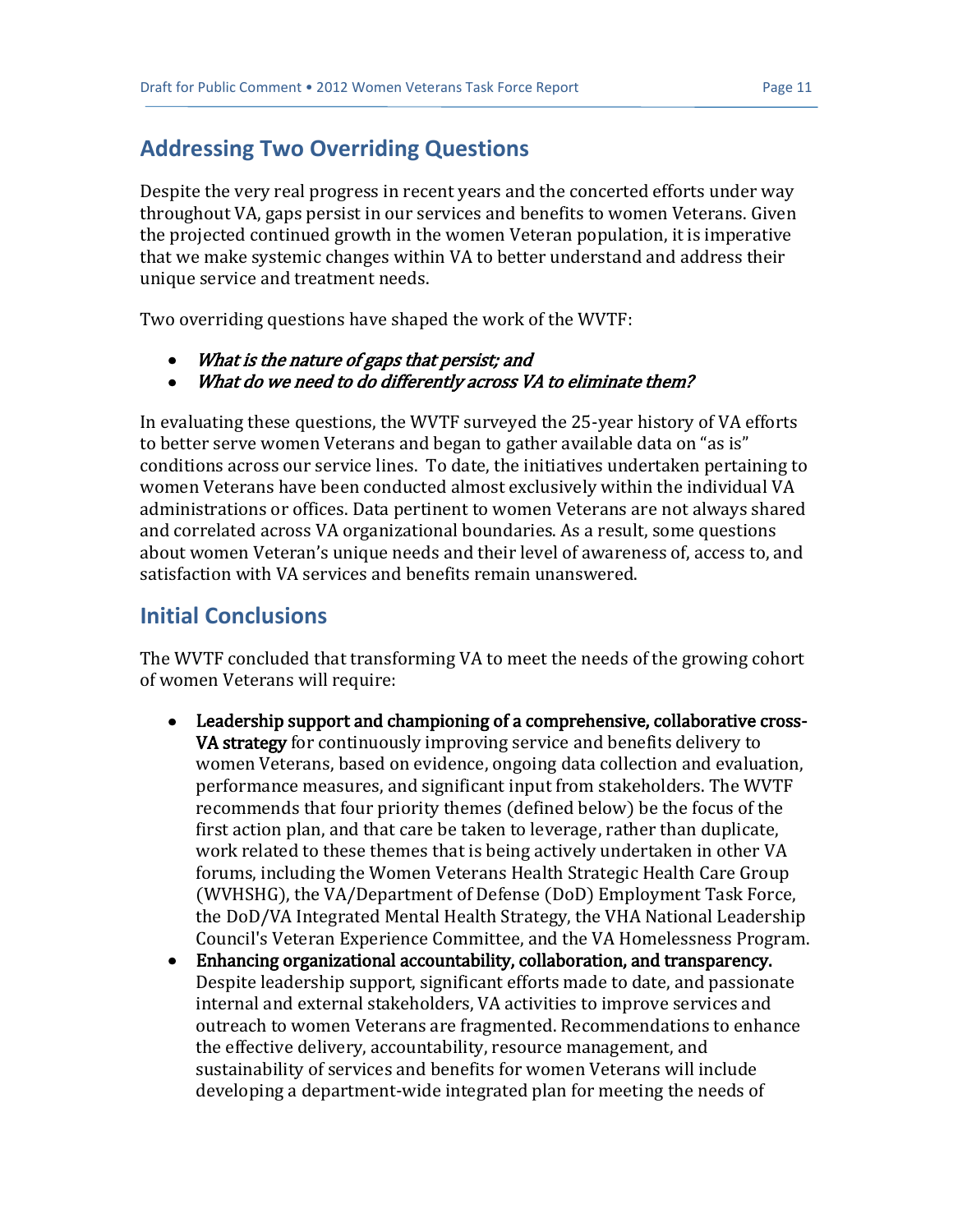## Addressing Two Overriding Questions

Despite the very real progress in recent years and the concerted efforts under way throughout VA, gaps persist in our services and benefits to women Veterans. Given the projected continued growth in the women Veteran population, it is imperative that we make systemic changes within VA to better understand and address their unique service and treatment needs.

Two overriding questions have shaped the work of the WVTF:

- *What is the nature of gaps that persist; and*
- *What do we need to do differently across VA to eliminate them?*

In evaluating these questions, the WVTF surveyed the 25-year history of VA efforts to better serve women Veterans and began to gather available data on "as is" conditions across our service lines. To date, the initiatives undertaken pertaining to women Veterans have been conducted almost exclusively within the individual VA administrations or offices. Data pertinent to women Veterans are not always shared and correlated across VA organizational boundaries. As a result, some questions about women Veteran's unique needs and their level of awareness of, access to, and satisfaction with VA services and benefits remain unanswered.

## Initial Conclusions

The WVTF concluded that transforming VA to meet the needs of the growing cohort of women Veterans will require:

- **Leadership support and championing of a comprehensive, collaborative cross-VA strategy** for continuously improving service and benefits delivery to women Veterans, based on evidence, ongoing data collection and evaluation, performance measures, and significant input from stakeholders. The WVTF recommends that four priority themes (defined below) be the focus of the first action plan, and that care be taken to leverage, rather than duplicate, work related to these themes that is being actively undertaken in other VA forums, including the Women Veterans Health Strategic Health Care Group (WVHSHG), the VA/Department of Defense (DoD) Employment Task Force, the DoD/VA Integrated Mental Health Strategy, the VHA National Leadership Council's Veteran Experience Committee, and the VA Homelessness Program.
- **Enhancing organizational accountability, collaboration, and transparency.** Despite leadership support, significant efforts made to date, and passionate internal and external stakeholders, VA activities to improve services and outreach to women Veterans are fragmented. Recommendations to enhance the effective delivery, accountability, resource management, and sustainability of services and benefits for women Veterans will include developing a department-wide integrated plan for meeting the needs of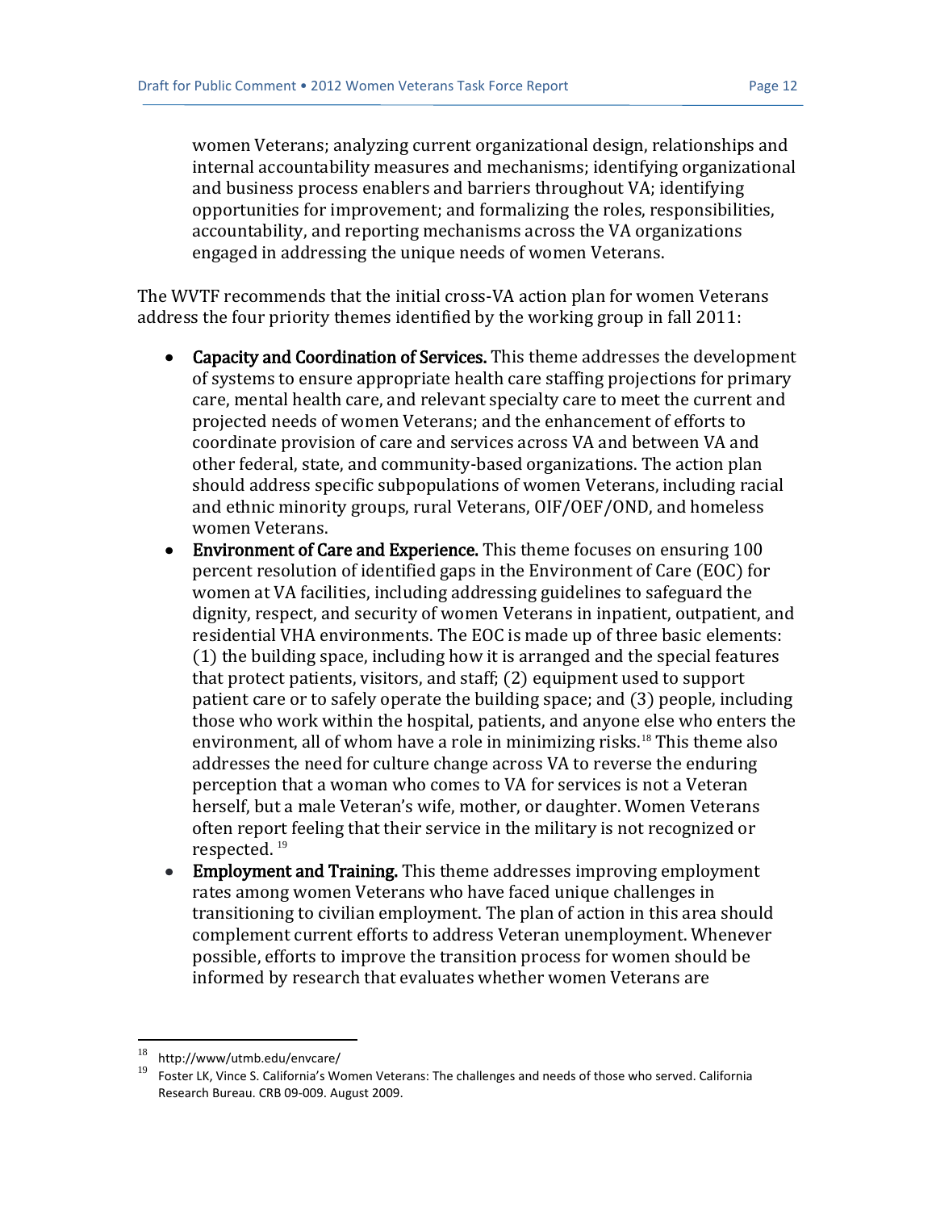women Veterans; analyzing current organizational design, relationships and internal accountability measures and mechanisms; identifying organizational and business process enablers and barriers throughout VA; identifying opportunities for improvement; and formalizing the roles, responsibilities, accountability, and reporting mechanisms across the VA organizations engaged in addressing the unique needs of women Veterans.

The WVTF recommends that the initial cross-VA action plan for women Veterans address the four priority themes identified by the working group in fall 2011:

- **Capacity and Coordination of Services.** This theme addresses the development of systems to ensure appropriate health care staffing projections for primary care, mental health care, and relevant specialty care to meet the current and projected needs of women Veterans; and the enhancement of efforts to coordinate provision of care and services across VA and between VA and other federal, state, and community-based organizations. The action plan should address specific subpopulations of women Veterans, including racial and ethnic minority groups, rural Veterans, OIF/OEF/OND, and homeless women Veterans.
- **Environment of Care and Experience.** This theme focuses on ensuring 100 percent resolution of identified gaps in the Environment of Care (EOC) for women at VA facilities, including addressing guidelines to safeguard the dignity, respect, and security of women Veterans in inpatient, outpatient, and residential VHA environments. The EOC is made up of three basic elements: (1) the building space, including how it is arranged and the special features that protect patients, visitors, and staff; (2) equipment used to support patient care or to safely operate the building space; and (3) people, including those who work within the hospital, patients, and anyone else who enters the environment, all of whom have a role in minimizing risks.[18] This theme also addresses the need for culture change across VA to reverse the enduring perception that a woman who comes to VA for services is not a Veteran herself, but a male Veteran's wife, mother, or daughter. Women Veterans often report feeling that their service in the military is not recognized or respected. [19]
- **Employment and Training.** This theme addresses improving employment rates among women Veterans who have faced unique challenges in transitioning to civilian employment. The plan of action in this area should complement current efforts to address Veteran unemployment. Whenever possible, efforts to improve the transition process for women should be informed by research that evaluates whether women Veterans are

---

[18] http://www/utmb.edu/envcare/

[19] Foster LK, Vince S. California's Women Veterans: The challenges and needs of those who served. California Research Bureau. CRB 09-009. August 2009.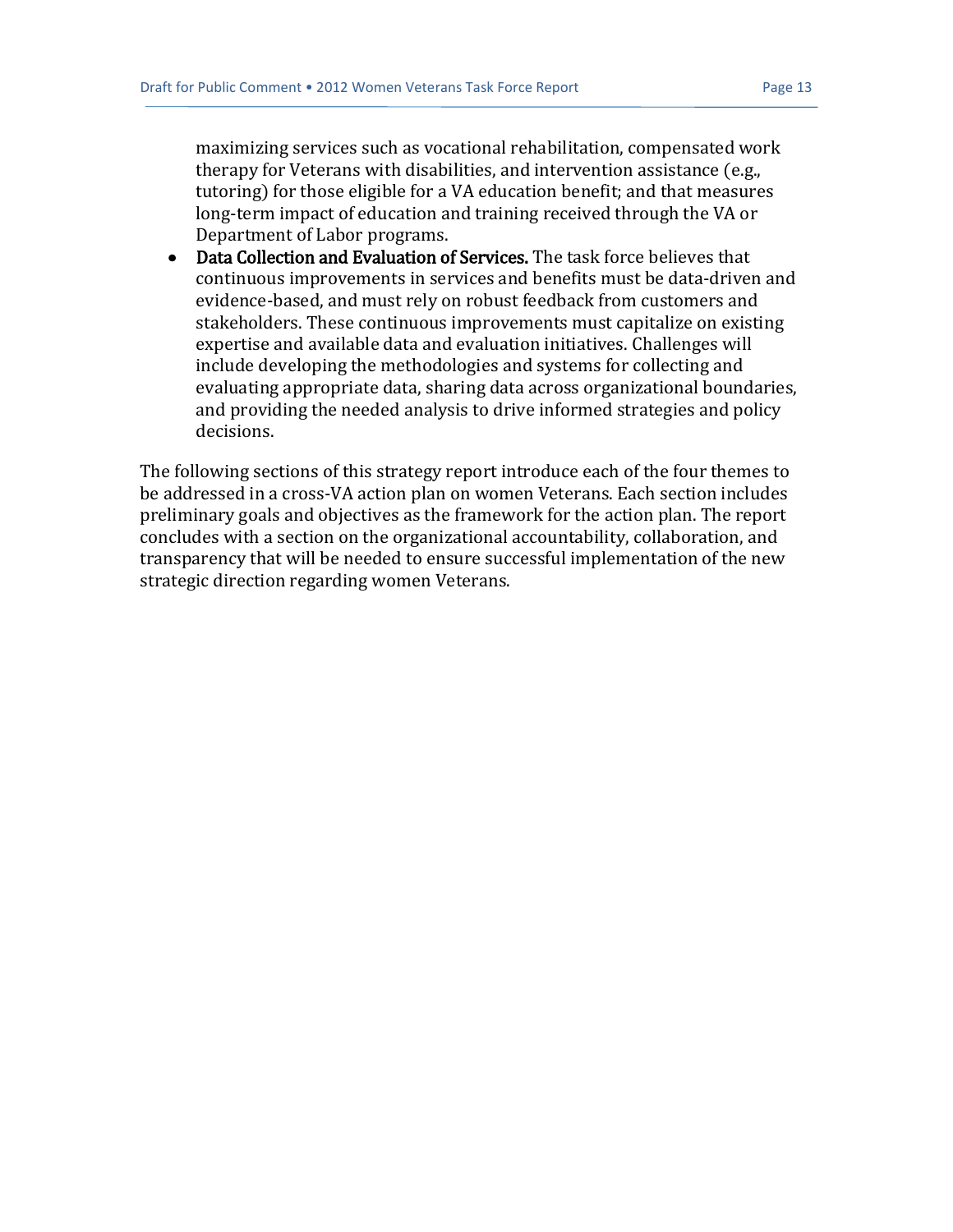maximizing services such as vocational rehabilitation, compensated work therapy for Veterans with disabilities, and intervention assistance (e.g., tutoring) for those eligible for a VA education benefit; and that measures long-term impact of education and training received through the VA or Department of Labor programs.

- **Data Collection and Evaluation of Services.** The task force believes that continuous improvements in services and benefits must be data-driven and evidence-based, and must rely on robust feedback from customers and stakeholders. These continuous improvements must capitalize on existing expertise and available data and evaluation initiatives. Challenges will include developing the methodologies and systems for collecting and evaluating appropriate data, sharing data across organizational boundaries, and providing the needed analysis to drive informed strategies and policy decisions.

The following sections of this strategy report introduce each of the four themes to be addressed in a cross-VA action plan on women Veterans. Each section includes preliminary goals and objectives as the framework for the action plan. The report concludes with a section on the organizational accountability, collaboration, and transparency that will be needed to ensure successful implementation of the new strategic direction regarding women Veterans.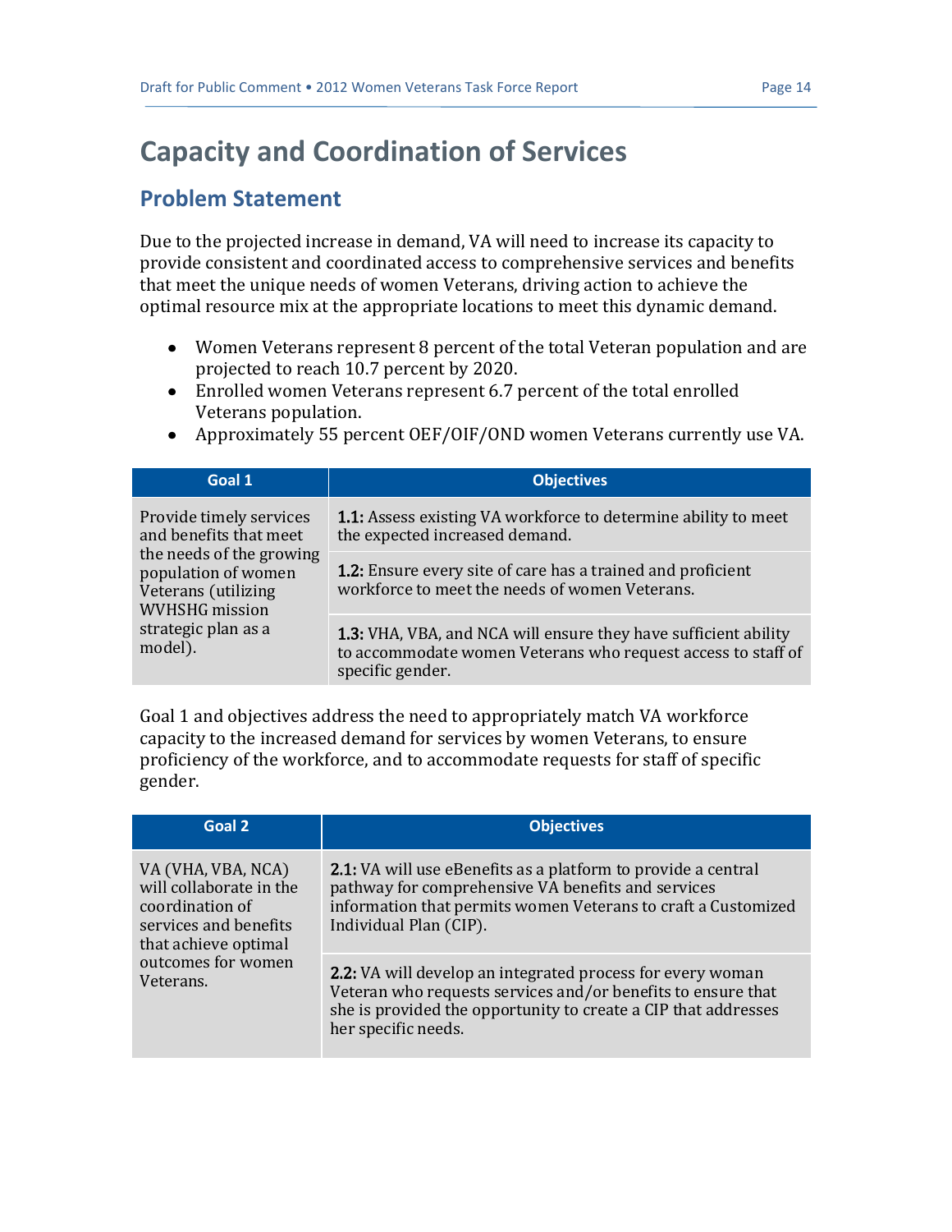# Capacity and Coordination of Services

## Problem Statement

Due to the projected increase in demand, VA will need to increase its capacity to provide consistent and coordinated access to comprehensive services and benefits that meet the unique needs of women Veterans, driving action to achieve the optimal resource mix at the appropriate locations to meet this dynamic demand.

- Women Veterans represent 8 percent of the total Veteran population and are projected to reach 10.7 percent by 2020.
- Enrolled women Veterans represent 6.7 percent of the total enrolled Veterans population.
- Approximately 55 percent OEF/OIF/OND women Veterans currently use VA.

| Goal 1 | Objectives |
|---|---|
| Provide timely services and benefits that meet the needs of the growing population of women Veterans (utilizing WVHSHG mission strategic plan as a model). | **1.1:** Assess existing VA workforce to determine ability to meet the expected increased demand. |
| | **1.2:** Ensure every site of care has a trained and proficient workforce to meet the needs of women Veterans. |
| | **1.3:** VHA, VBA, and NCA will ensure they have sufficient ability to accommodate women Veterans who request access to staff of specific gender. |

Goal 1 and objectives address the need to appropriately match VA workforce capacity to the increased demand for services by women Veterans, to ensure proficiency of the workforce, and to accommodate requests for staff of specific gender.

| Goal 2 | Objectives |
|---|---|
| VA (VHA, VBA, NCA) will collaborate in the coordination of services and benefits that achieve optimal outcomes for women Veterans. | **2.1:** VA will use eBenefits as a platform to provide a central pathway for comprehensive VA benefits and services information that permits women Veterans to craft a Customized Individual Plan (CIP). |
| | **2.2:** VA will develop an integrated process for every woman Veteran who requests services and/or benefits to ensure that she is provided the opportunity to create a CIP that addresses her specific needs. |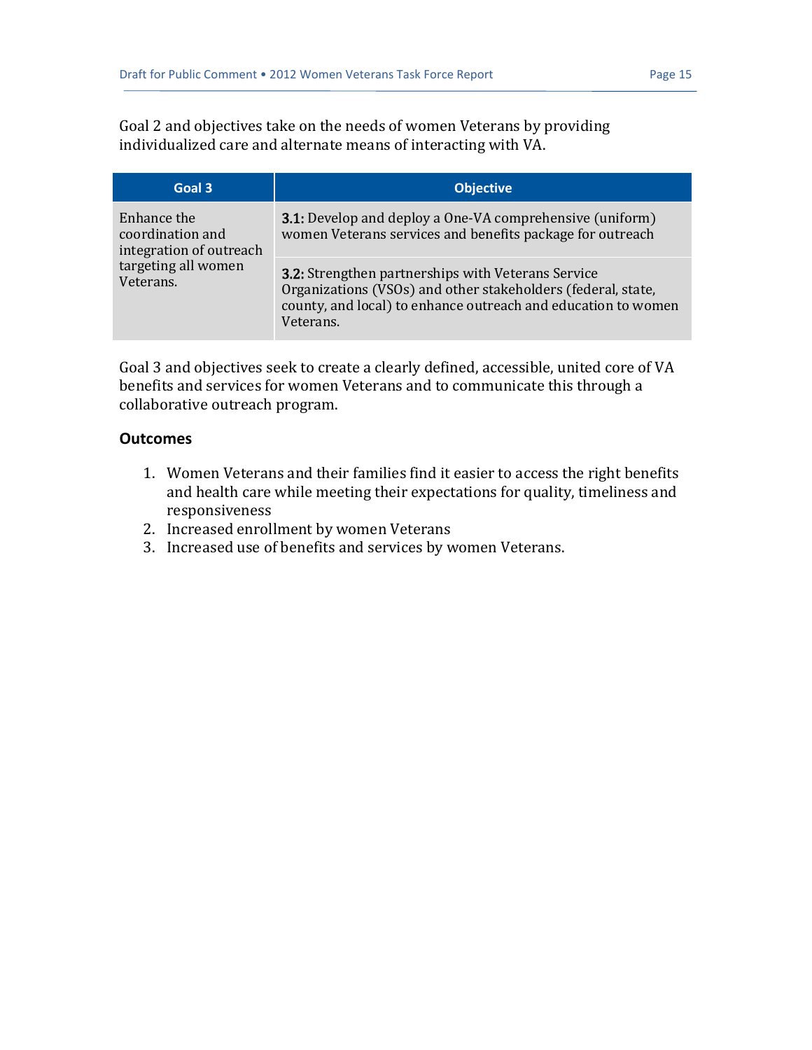Goal 2 and objectives take on the needs of women Veterans by providing individualized care and alternate means of interacting with VA.

| Goal 3 | Objective |
|---|---|
| Enhance the coordination and integration of outreach targeting all women Veterans. | **3.1:** Develop and deploy a One-VA comprehensive (uniform) women Veterans services and benefits package for outreach |
| | **3.2:** Strengthen partnerships with Veterans Service Organizations (VSOs) and other stakeholders (federal, state, county, and local) to enhance outreach and education to women Veterans. |

Goal 3 and objectives seek to create a clearly defined, accessible, united core of VA benefits and services for women Veterans and to communicate this through a collaborative outreach program.

### Outcomes

1. Women Veterans and their families find it easier to access the right benefits and health care while meeting their expectations for quality, timeliness and responsiveness
2. Increased enrollment by women Veterans
3. Increased use of benefits and services by women Veterans.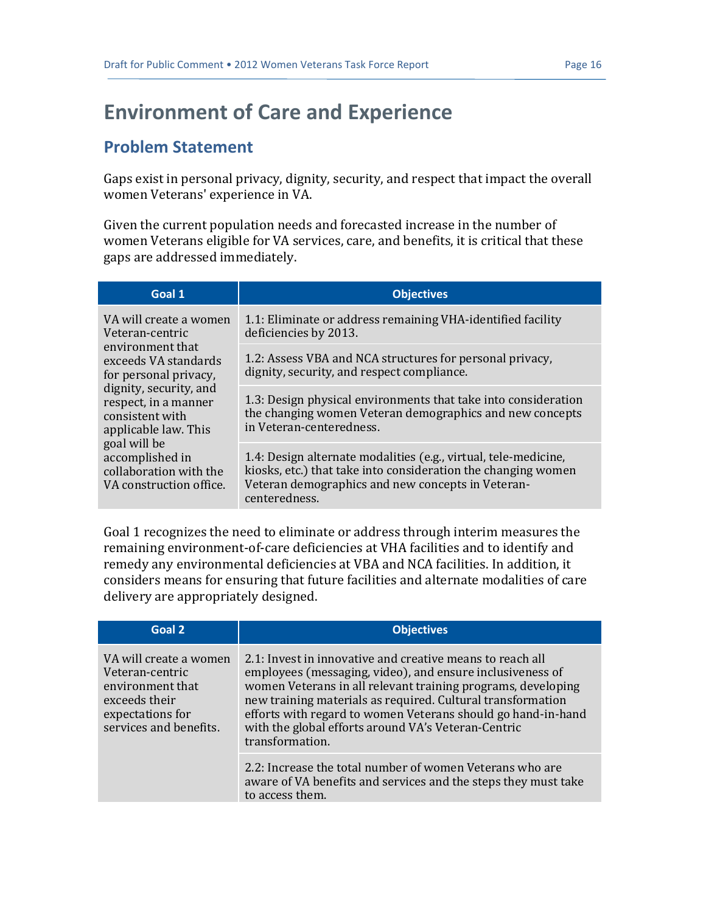# Environment of Care and Experience

## Problem Statement

Gaps exist in personal privacy, dignity, security, and respect that impact the overall women Veterans' experience in VA.

Given the current population needs and forecasted increase in the number of women Veterans eligible for VA services, care, and benefits, it is critical that these gaps are addressed immediately.

| Goal 1 | Objectives |
|---|---|
| VA will create a women Veteran-centric environment that exceeds VA standards for personal privacy, dignity, security, and respect, in a manner consistent with applicable law. This goal will be accomplished in collaboration with the VA construction office. | 1.1: Eliminate or address remaining VHA-identified facility deficiencies by 2013. |
| | 1.2: Assess VBA and NCA structures for personal privacy, dignity, security, and respect compliance. |
| | 1.3: Design physical environments that take into consideration the changing women Veteran demographics and new concepts in Veteran-centeredness. |
| | 1.4: Design alternate modalities (e.g., virtual, tele-medicine, kiosks, etc.) that take into consideration the changing women Veteran demographics and new concepts in Veteran-centeredness. |

Goal 1 recognizes the need to eliminate or address through interim measures the remaining environment-of-care deficiencies at VHA facilities and to identify and remedy any environmental deficiencies at VBA and NCA facilities. In addition, it considers means for ensuring that future facilities and alternate modalities of care delivery are appropriately designed.

| Goal 2 | Objectives |
|---|---|
| VA will create a women Veteran-centric environment that exceeds their expectations for services and benefits. | 2.1: Invest in innovative and creative means to reach all employees (messaging, video), and ensure inclusiveness of women Veterans in all relevant training programs, developing new training materials as required. Cultural transformation efforts with regard to women Veterans should go hand-in-hand with the global efforts around VA's Veteran-Centric transformation. |
| | 2.2: Increase the total number of women Veterans who are aware of VA benefits and services and the steps they must take to access them. |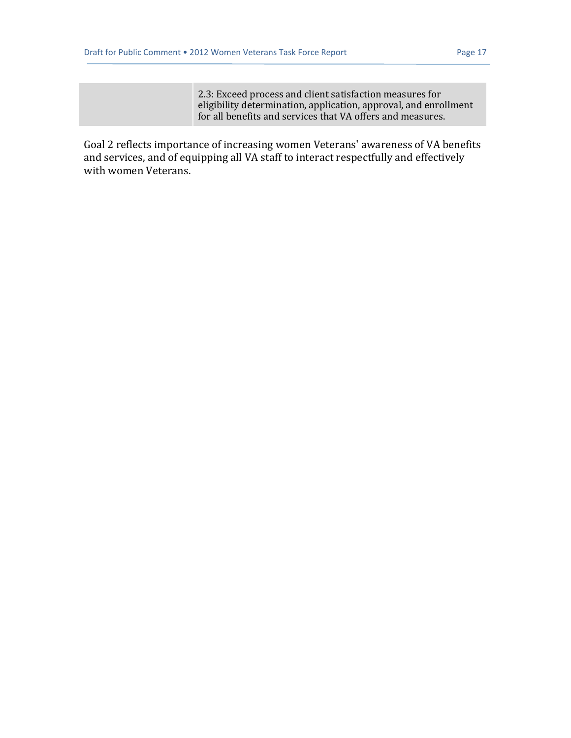| | 2.3: Exceed process and client satisfaction measures for eligibility determination, application, approval, and enrollment for all benefits and services that VA offers and measures. |
|---|---|

Goal 2 reflects importance of increasing women Veterans' awareness of VA benefits and services, and of equipping all VA staff to interact respectfully and effectively with women Veterans.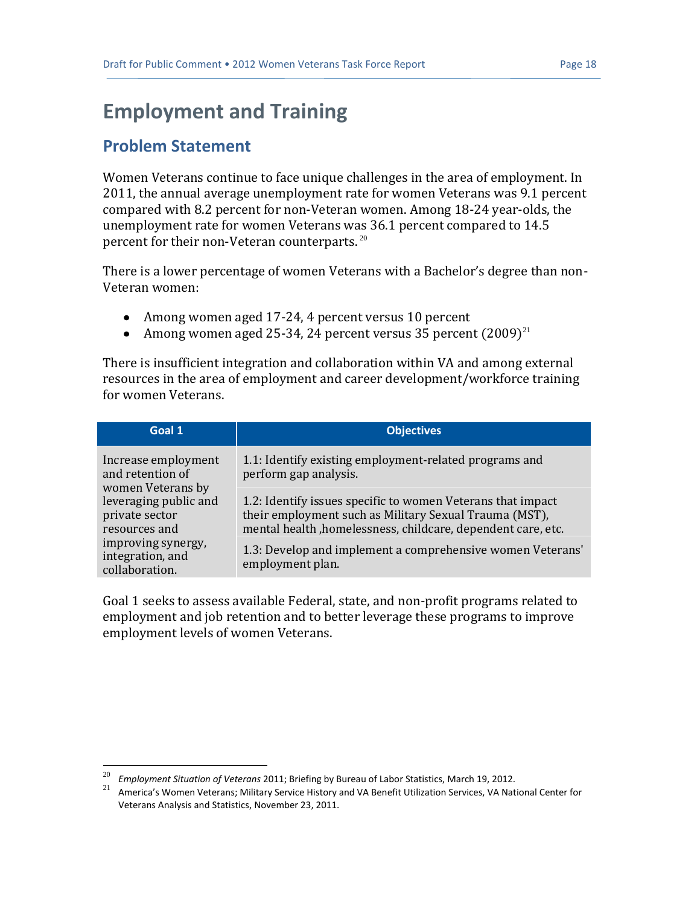# Employment and Training

## Problem Statement

Women Veterans continue to face unique challenges in the area of employment. In 2011, the annual average unemployment rate for women Veterans was 9.1 percent compared with 8.2 percent for non-Veteran women. Among 18-24 year-olds, the unemployment rate for women Veterans was 36.1 percent compared to 14.5 percent for their non-Veteran counterparts. [20]

There is a lower percentage of women Veterans with a Bachelor's degree than non-Veteran women:

- Among women aged 17-24, 4 percent versus 10 percent
- Among women aged 25-34, 24 percent versus 35 percent (2009)[21]

There is insufficient integration and collaboration within VA and among external resources in the area of employment and career development/workforce training for women Veterans.

| Goal 1 | Objectives |
|---|---|
| Increase employment and retention of women Veterans by leveraging public and private sector resources and improving synergy, integration, and collaboration. | 1.1: Identify existing employment-related programs and perform gap analysis. |
| | 1.2: Identify issues specific to women Veterans that impact their employment such as Military Sexual Trauma (MST), mental health ,homelessness, childcare, dependent care, etc. |
| | 1.3: Develop and implement a comprehensive women Veterans' employment plan. |

Goal 1 seeks to assess available Federal, state, and non-profit programs related to employment and job retention and to better leverage these programs to improve employment levels of women Veterans.

---

[20] *Employment Situation of Veterans* 2011; Briefing by Bureau of Labor Statistics, March 19, 2012.

[21] America's Women Veterans; Military Service History and VA Benefit Utilization Services, VA National Center for Veterans Analysis and Statistics, November 23, 2011.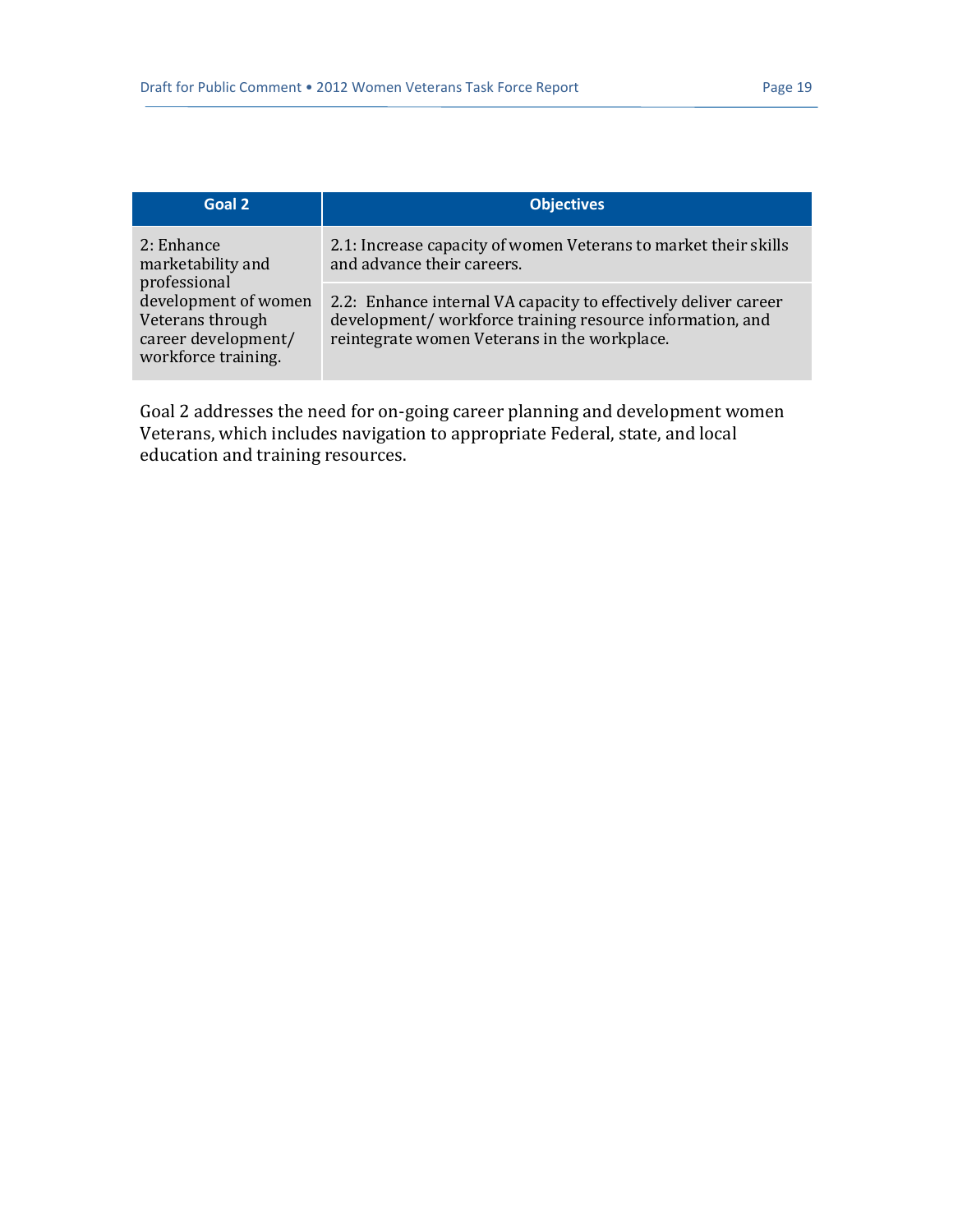| Goal 2 | Objectives |
| --- | --- |
| 2: Enhance marketability and professional development of women Veterans through career development/ workforce training. | 2.1: Increase capacity of women Veterans to market their skills and advance their careers. |
| | 2.2: Enhance internal VA capacity to effectively deliver career development/ workforce training resource information, and reintegrate women Veterans in the workplace. |

Goal 2 addresses the need for on-going career planning and development women Veterans, which includes navigation to appropriate Federal, state, and local education and training resources.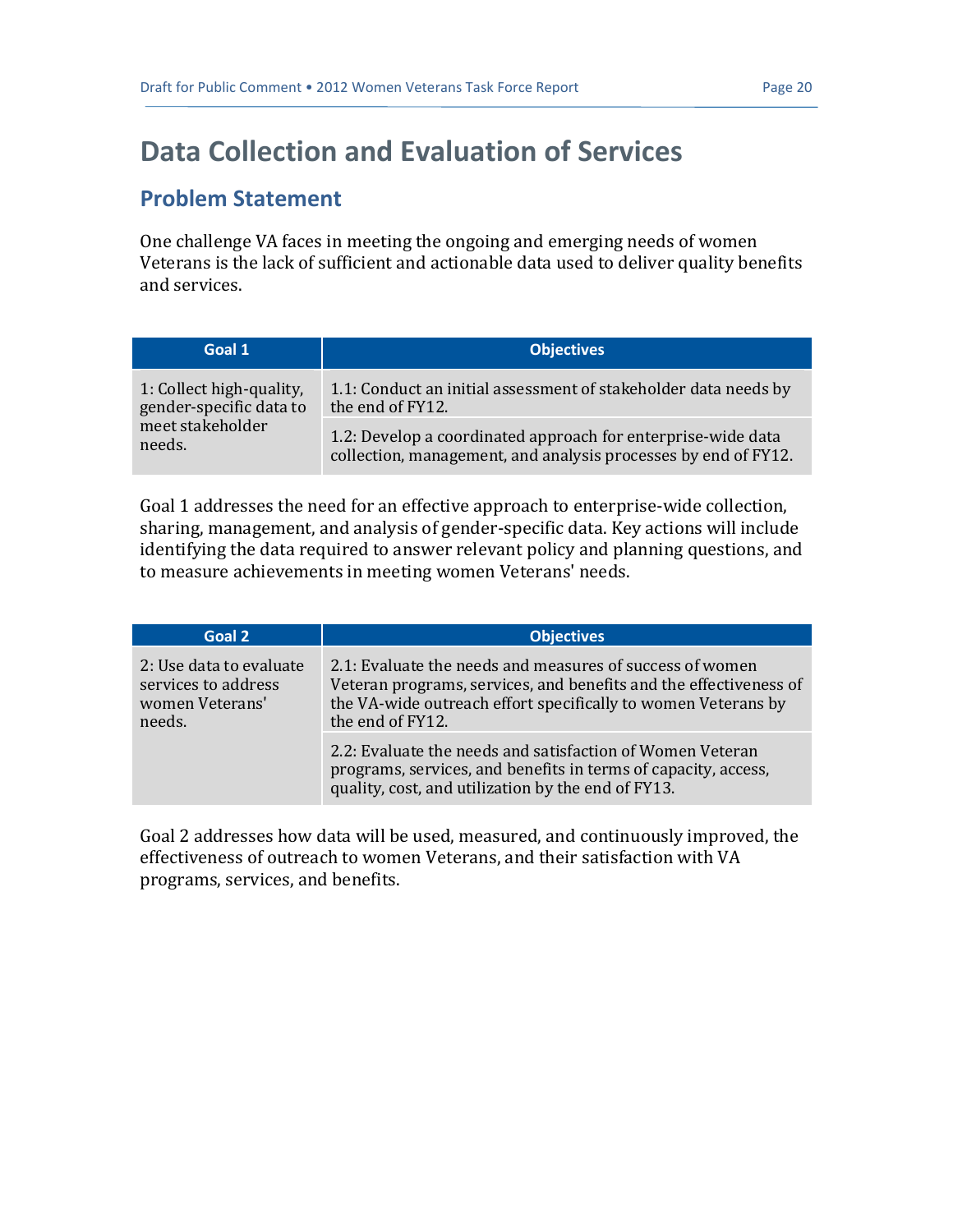# Data Collection and Evaluation of Services

## Problem Statement

One challenge VA faces in meeting the ongoing and emerging needs of women Veterans is the lack of sufficient and actionable data used to deliver quality benefits and services.

| Goal 1 | Objectives |
|---|---|
| 1: Collect high-quality, gender-specific data to meet stakeholder needs. | 1.1: Conduct an initial assessment of stakeholder data needs by the end of FY12. |
| | 1.2: Develop a coordinated approach for enterprise-wide data collection, management, and analysis processes by end of FY12. |

Goal 1 addresses the need for an effective approach to enterprise-wide collection, sharing, management, and analysis of gender-specific data. Key actions will include identifying the data required to answer relevant policy and planning questions, and to measure achievements in meeting women Veterans' needs.

| Goal 2 | Objectives |
|---|---|
| 2: Use data to evaluate services to address women Veterans' needs. | 2.1: Evaluate the needs and measures of success of women Veteran programs, services, and benefits and the effectiveness of the VA-wide outreach effort specifically to women Veterans by the end of FY12. |
| | 2.2: Evaluate the needs and satisfaction of Women Veteran programs, services, and benefits in terms of capacity, access, quality, cost, and utilization by the end of FY13. |

Goal 2 addresses how data will be used, measured, and continuously improved, the effectiveness of outreach to women Veterans, and their satisfaction with VA programs, services, and benefits.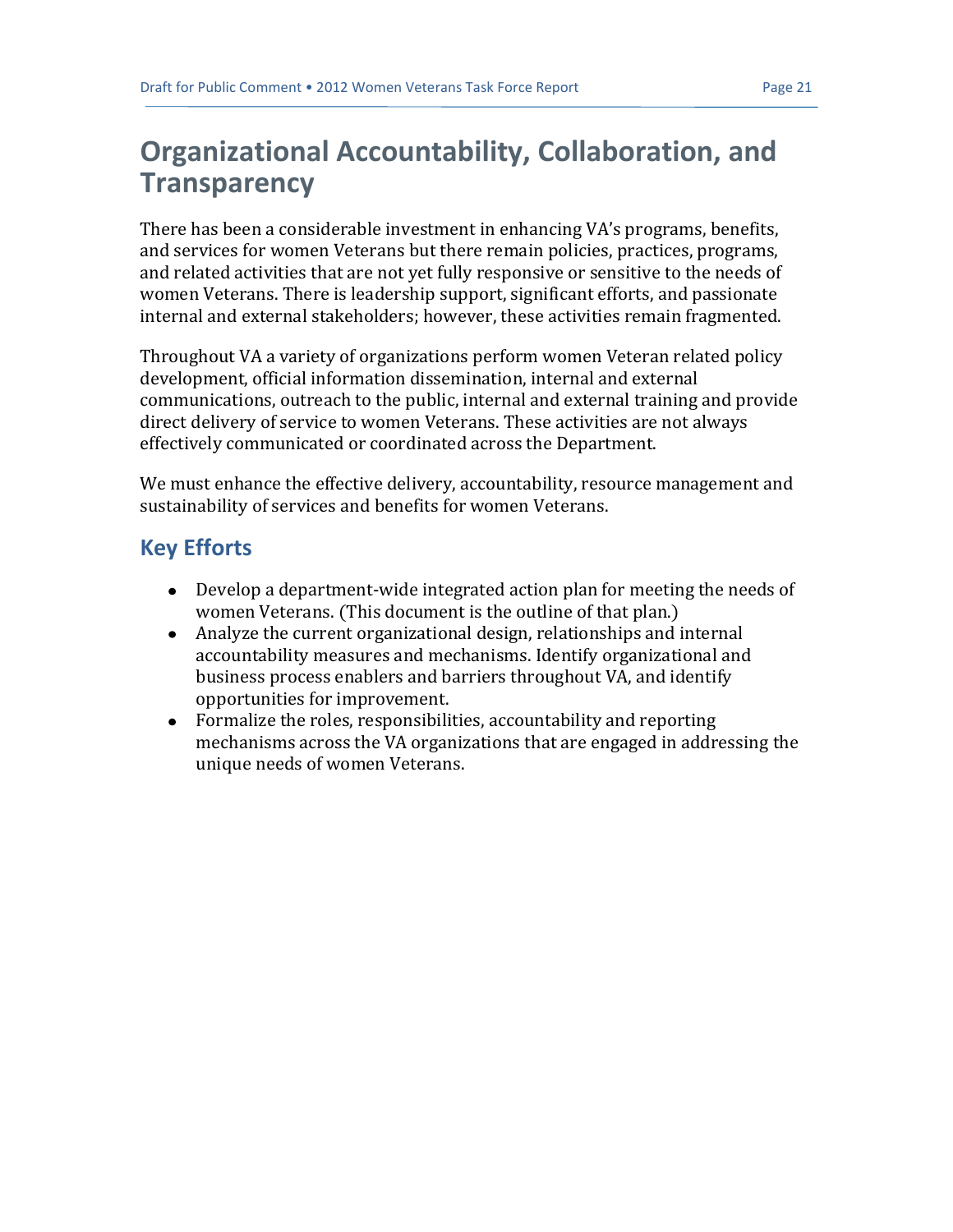# Organizational Accountability, Collaboration, and Transparency

There has been a considerable investment in enhancing VA's programs, benefits, and services for women Veterans but there remain policies, practices, programs, and related activities that are not yet fully responsive or sensitive to the needs of women Veterans. There is leadership support, significant efforts, and passionate internal and external stakeholders; however, these activities remain fragmented.

Throughout VA a variety of organizations perform women Veteran related policy development, official information dissemination, internal and external communications, outreach to the public, internal and external training and provide direct delivery of service to women Veterans. These activities are not always effectively communicated or coordinated across the Department.

We must enhance the effective delivery, accountability, resource management and sustainability of services and benefits for women Veterans.

## Key Efforts

- Develop a department-wide integrated action plan for meeting the needs of women Veterans. (This document is the outline of that plan.)
- Analyze the current organizational design, relationships and internal accountability measures and mechanisms. Identify organizational and business process enablers and barriers throughout VA, and identify opportunities for improvement.
- Formalize the roles, responsibilities, accountability and reporting mechanisms across the VA organizations that are engaged in addressing the unique needs of women Veterans.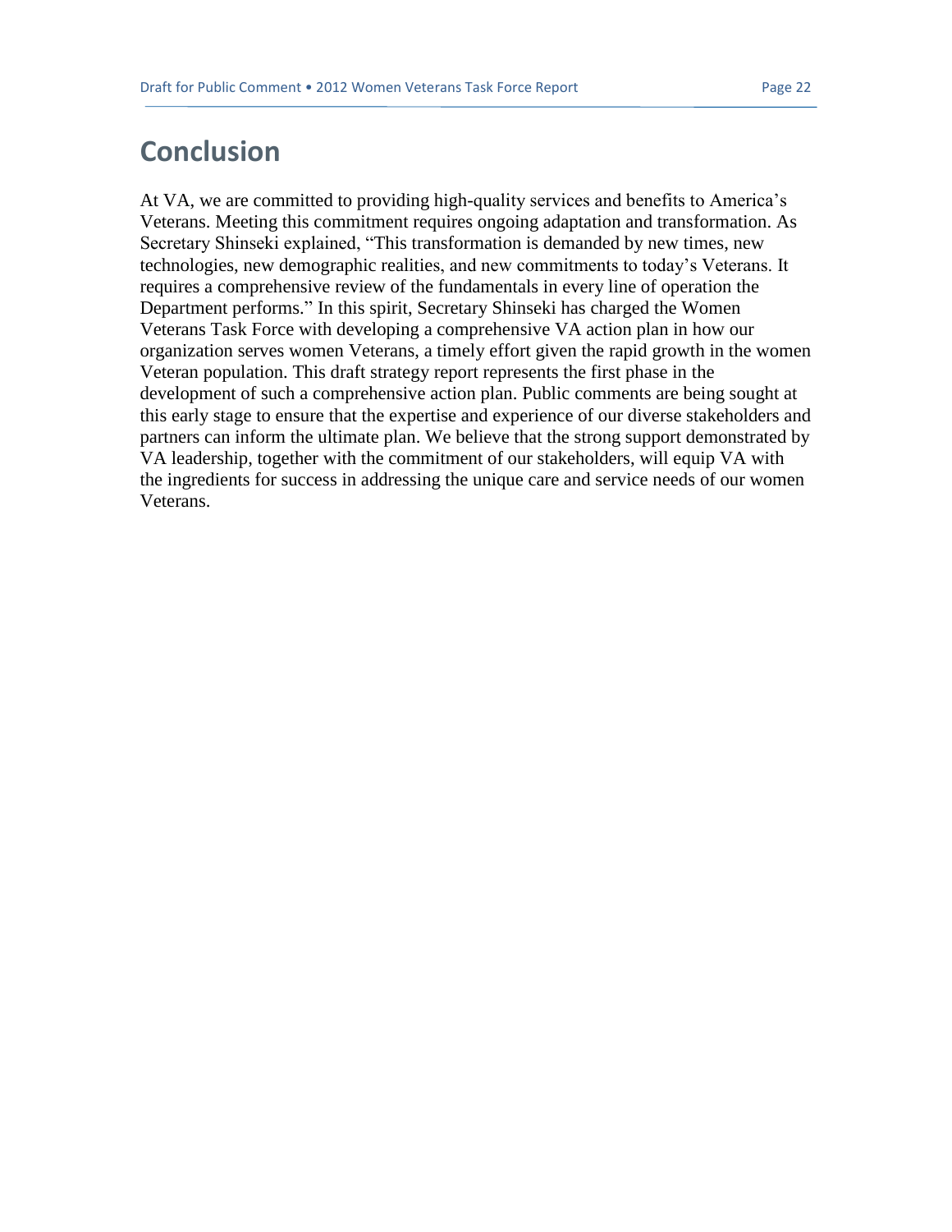# Conclusion

At VA, we are committed to providing high-quality services and benefits to America's Veterans. Meeting this commitment requires ongoing adaptation and transformation. As Secretary Shinseki explained, "This transformation is demanded by new times, new technologies, new demographic realities, and new commitments to today's Veterans. It requires a comprehensive review of the fundamentals in every line of operation the Department performs." In this spirit, Secretary Shinseki has charged the Women Veterans Task Force with developing a comprehensive VA action plan in how our organization serves women Veterans, a timely effort given the rapid growth in the women Veteran population. This draft strategy report represents the first phase in the development of such a comprehensive action plan. Public comments are being sought at this early stage to ensure that the expertise and experience of our diverse stakeholders and partners can inform the ultimate plan. We believe that the strong support demonstrated by VA leadership, together with the commitment of our stakeholders, will equip VA with the ingredients for success in addressing the unique care and service needs of our women Veterans.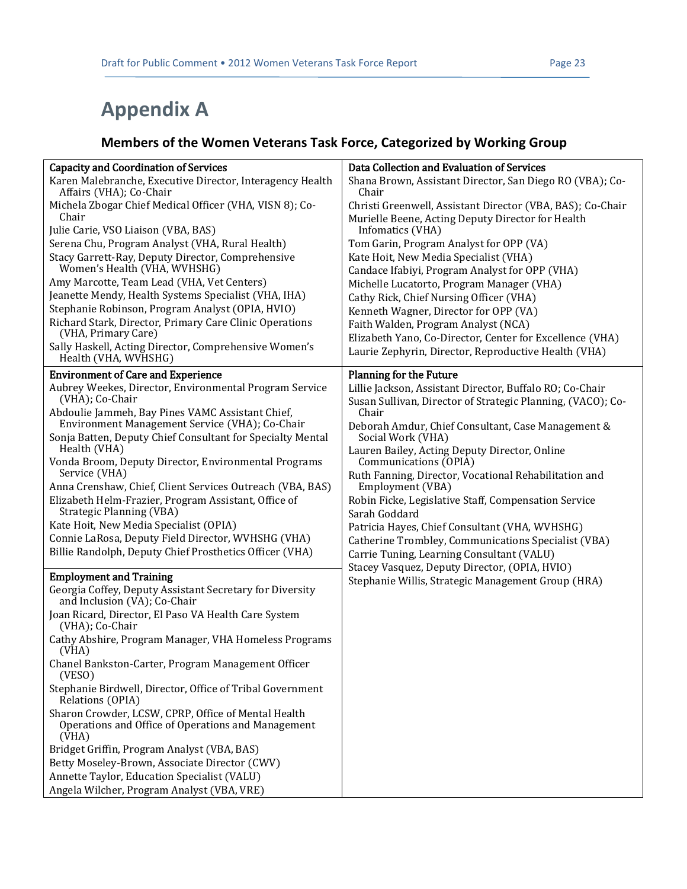# Appendix A

## Members of the Women Veterans Task Force, Categorized by Working Group

**Capacity and Coordination of Services**

Karen Malebranche, Executive Director, Interagency Health Affairs (VHA); Co-Chair
Michela Zbogar Chief Medical Officer (VHA, VISN 8); Co-Chair
Julie Carie, VSO Liaison (VBA, BAS)
Serena Chu, Program Analyst (VHA, Rural Health)
Stacy Garrett-Ray, Deputy Director, Comprehensive Women's Health (VHA, WVHSHG)
Amy Marcotte, Team Lead (VHA, Vet Centers)
Jeanette Mendy, Health Systems Specialist (VHA, IHA)
Stephanie Robinson, Program Analyst (OPIA, HVIO)
Richard Stark, Director, Primary Care Clinic Operations (VHA, Primary Care)
Sally Haskell, Acting Director, Comprehensive Women's Health (VHA, WVHSHG)

**Environment of Care and Experience**

Aubrey Weekes, Director, Environmental Program Service (VHA); Co-Chair
Abdoulie Jammeh, Bay Pines VAMC Assistant Chief, Environment Management Service (VHA); Co-Chair
Sonja Batten, Deputy Chief Consultant for Specialty Mental Health (VHA)
Vonda Broom, Deputy Director, Environmental Programs Service (VHA)
Anna Crenshaw, Chief, Client Services Outreach (VBA, BAS)
Elizabeth Helm-Frazier, Program Assistant, Office of Strategic Planning (VBA)
Kate Hoit, New Media Specialist (OPIA)
Connie LaRosa, Deputy Field Director, WVHSHG (VHA)
Billie Randolph, Deputy Chief Prosthetics Officer (VHA)

**Employment and Training**

Georgia Coffey, Deputy Assistant Secretary for Diversity and Inclusion (VA); Co-Chair
Joan Ricard, Director, El Paso VA Health Care System (VHA); Co-Chair
Cathy Abshire, Program Manager, VHA Homeless Programs (VHA)
Chanel Bankston-Carter, Program Management Officer (VESO)
Stephanie Birdwell, Director, Office of Tribal Government Relations (OPIA)
Sharon Crowder, LCSW, CPRP, Office of Mental Health Operations and Office of Operations and Management (VHA)
Bridget Griffin, Program Analyst (VBA, BAS)
Betty Moseley-Brown, Associate Director (CWV)
Annette Taylor, Education Specialist (VALU)
Angela Wilcher, Program Analyst (VBA, VRE)

**Data Collection and Evaluation of Services**

Shana Brown, Assistant Director, San Diego RO (VBA); Co-Chair
Christi Greenwell, Assistant Director (VBA, BAS); Co-Chair
Murielle Beene, Acting Deputy Director for Health Infomatics (VHA)
Tom Garin, Program Analyst for OPP (VA)
Kate Hoit, New Media Specialist (VHA)
Candace Ifabiyi, Program Analyst for OPP (VHA)
Michelle Lucatorto, Program Manager (VHA)
Cathy Rick, Chief Nursing Officer (VHA)
Kenneth Wagner, Director for OPP (VA)
Faith Walden, Program Analyst (NCA)
Elizabeth Yano, Co-Director, Center for Excellence (VHA)
Laurie Zephyrin, Director, Reproductive Health (VHA)

**Planning for the Future**

Lillie Jackson, Assistant Director, Buffalo RO; Co-Chair
Susan Sullivan, Director of Strategic Planning, (VACO); Co-Chair
Deborah Amdur, Chief Consultant, Case Management & Social Work (VHA)
Lauren Bailey, Acting Deputy Director, Online Communications (OPIA)
Ruth Fanning, Director, Vocational Rehabilitation and Employment (VBA)
Robin Ficke, Legislative Staff, Compensation Service
Sarah Goddard
Patricia Hayes, Chief Consultant (VHA, WVHSHG)
Catherine Trombley, Communications Specialist (VBA)
Carrie Tuning, Learning Consultant (VALU)
Stacey Vasquez, Deputy Director, (OPIA, HVIO)
Stephanie Willis, Strategic Management Group (HRA)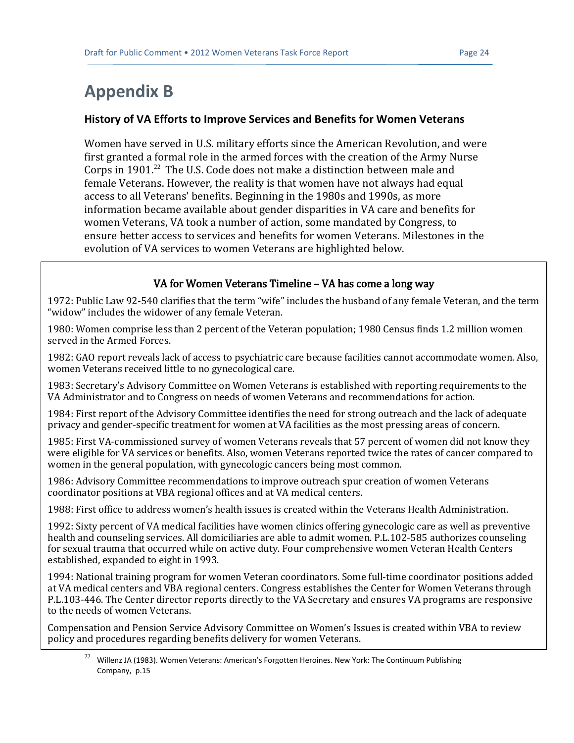# Appendix B

### History of VA Efforts to Improve Services and Benefits for Women Veterans

Women have served in U.S. military efforts since the American Revolution, and were first granted a formal role in the armed forces with the creation of the Army Nurse Corps in 1901.[22] The U.S. Code does not make a distinction between male and female Veterans. However, the reality is that women have not always had equal access to all Veterans' benefits. Beginning in the 1980s and 1990s, as more information became available about gender disparities in VA care and benefits for women Veterans, VA took a number of action, some mandated by Congress, to ensure better access to services and benefits for women Veterans. Milestones in the evolution of VA services to women Veterans are highlighted below.

**VA for Women Veterans Timeline – VA has come a long way**

1972: Public Law 92-540 clarifies that the term "wife" includes the husband of any female Veteran, and the term "widow" includes the widower of any female Veteran.

1980: Women comprise less than 2 percent of the Veteran population; 1980 Census finds 1.2 million women served in the Armed Forces.

1982: GAO report reveals lack of access to psychiatric care because facilities cannot accommodate women. Also, women Veterans received little to no gynecological care.

1983: Secretary's Advisory Committee on Women Veterans is established with reporting requirements to the VA Administrator and to Congress on needs of women Veterans and recommendations for action.

1984: First report of the Advisory Committee identifies the need for strong outreach and the lack of adequate privacy and gender-specific treatment for women at VA facilities as the most pressing areas of concern.

1985: First VA-commissioned survey of women Veterans reveals that 57 percent of women did not know they were eligible for VA services or benefits. Also, women Veterans reported twice the rates of cancer compared to women in the general population, with gynecologic cancers being most common.

1986: Advisory Committee recommendations to improve outreach spur creation of women Veterans coordinator positions at VBA regional offices and at VA medical centers.

1988: First office to address women's health issues is created within the Veterans Health Administration.

1992: Sixty percent of VA medical facilities have women clinics offering gynecologic care as well as preventive health and counseling services. All domiciliaries are able to admit women. P.L.102-585 authorizes counseling for sexual trauma that occurred while on active duty. Four comprehensive women Veteran Health Centers established, expanded to eight in 1993.

1994: National training program for women Veteran coordinators. Some full-time coordinator positions added at VA medical centers and VBA regional centers. Congress establishes the Center for Women Veterans through P.L.103-446. The Center director reports directly to the VA Secretary and ensures VA programs are responsive to the needs of women Veterans.

Compensation and Pension Service Advisory Committee on Women's Issues is created within VBA to review policy and procedures regarding benefits delivery for women Veterans.

[22] Willenz JA (1983). Women Veterans: American's Forgotten Heroines. New York: The Continuum Publishing Company, p.15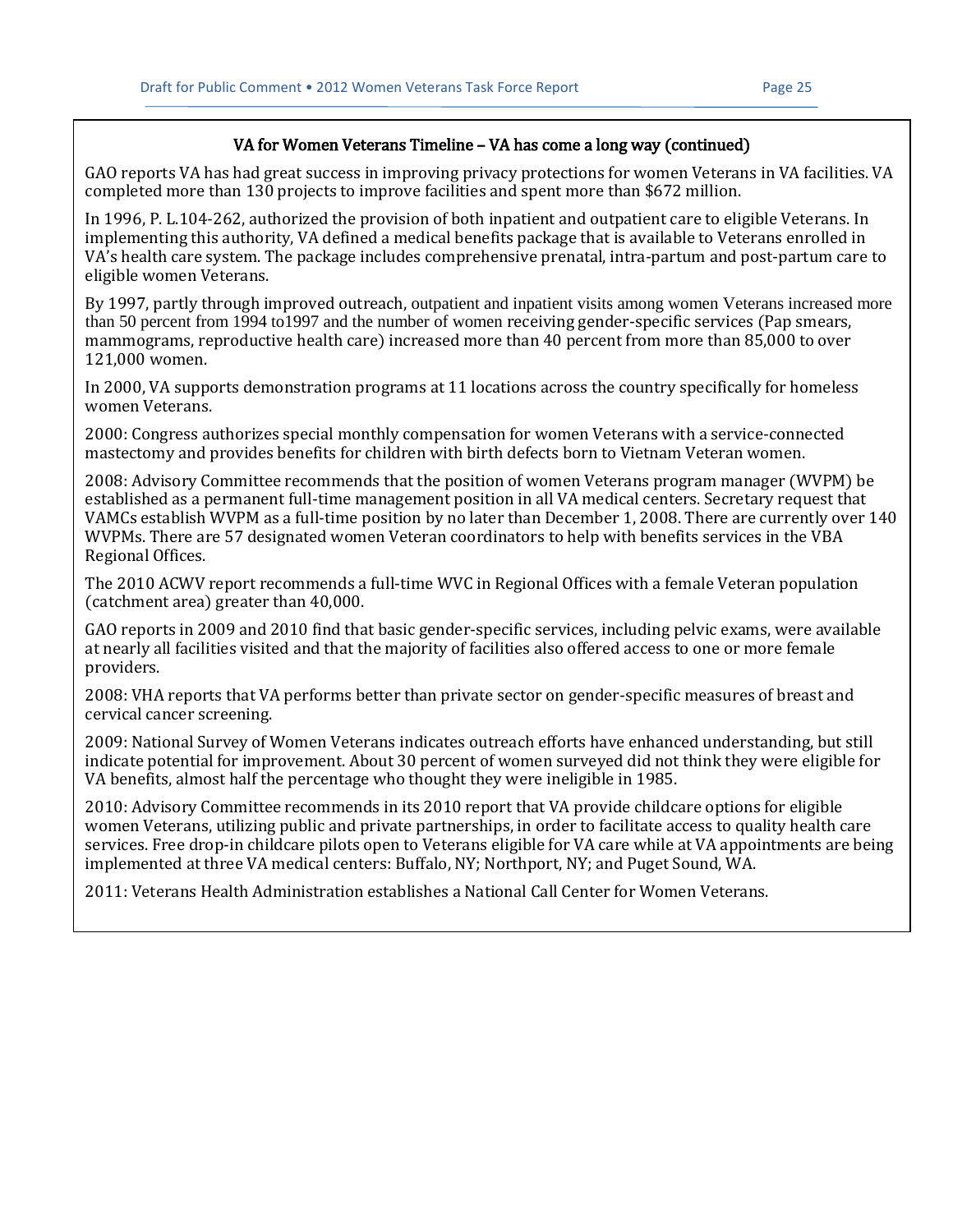### VA for Women Veterans Timeline – VA has come a long way (continued)

GAO reports VA has had great success in improving privacy protections for women Veterans in VA facilities. VA completed more than 130 projects to improve facilities and spent more than $672 million.

In 1996, P. L.104-262, authorized the provision of both inpatient and outpatient care to eligible Veterans. In implementing this authority, VA defined a medical benefits package that is available to Veterans enrolled in VA's health care system. The package includes comprehensive prenatal, intra-partum and post-partum care to eligible women Veterans.

By 1997, partly through improved outreach, outpatient and inpatient visits among women Veterans increased more than 50 percent from 1994 to1997 and the number of women receiving gender-specific services (Pap smears, mammograms, reproductive health care) increased more than 40 percent from more than 85,000 to over 121,000 women.

In 2000, VA supports demonstration programs at 11 locations across the country specifically for homeless women Veterans.

2000: Congress authorizes special monthly compensation for women Veterans with a service-connected mastectomy and provides benefits for children with birth defects born to Vietnam Veteran women.

2008: Advisory Committee recommends that the position of women Veterans program manager (WVPM) be established as a permanent full-time management position in all VA medical centers. Secretary request that VAMCs establish WVPM as a full-time position by no later than December 1, 2008. There are currently over 140 WVPMs. There are 57 designated women Veteran coordinators to help with benefits services in the VBA Regional Offices.

The 2010 ACWV report recommends a full-time WVC in Regional Offices with a female Veteran population (catchment area) greater than 40,000.

GAO reports in 2009 and 2010 find that basic gender-specific services, including pelvic exams, were available at nearly all facilities visited and that the majority of facilities also offered access to one or more female providers.

2008: VHA reports that VA performs better than private sector on gender-specific measures of breast and cervical cancer screening.

2009: National Survey of Women Veterans indicates outreach efforts have enhanced understanding, but still indicate potential for improvement. About 30 percent of women surveyed did not think they were eligible for VA benefits, almost half the percentage who thought they were ineligible in 1985.

2010: Advisory Committee recommends in its 2010 report that VA provide childcare options for eligible women Veterans, utilizing public and private partnerships, in order to facilitate access to quality health care services. Free drop-in childcare pilots open to Veterans eligible for VA care while at VA appointments are being implemented at three VA medical centers: Buffalo, NY; Northport, NY; and Puget Sound, WA.

2011: Veterans Health Administration establishes a National Call Center for Women Veterans.